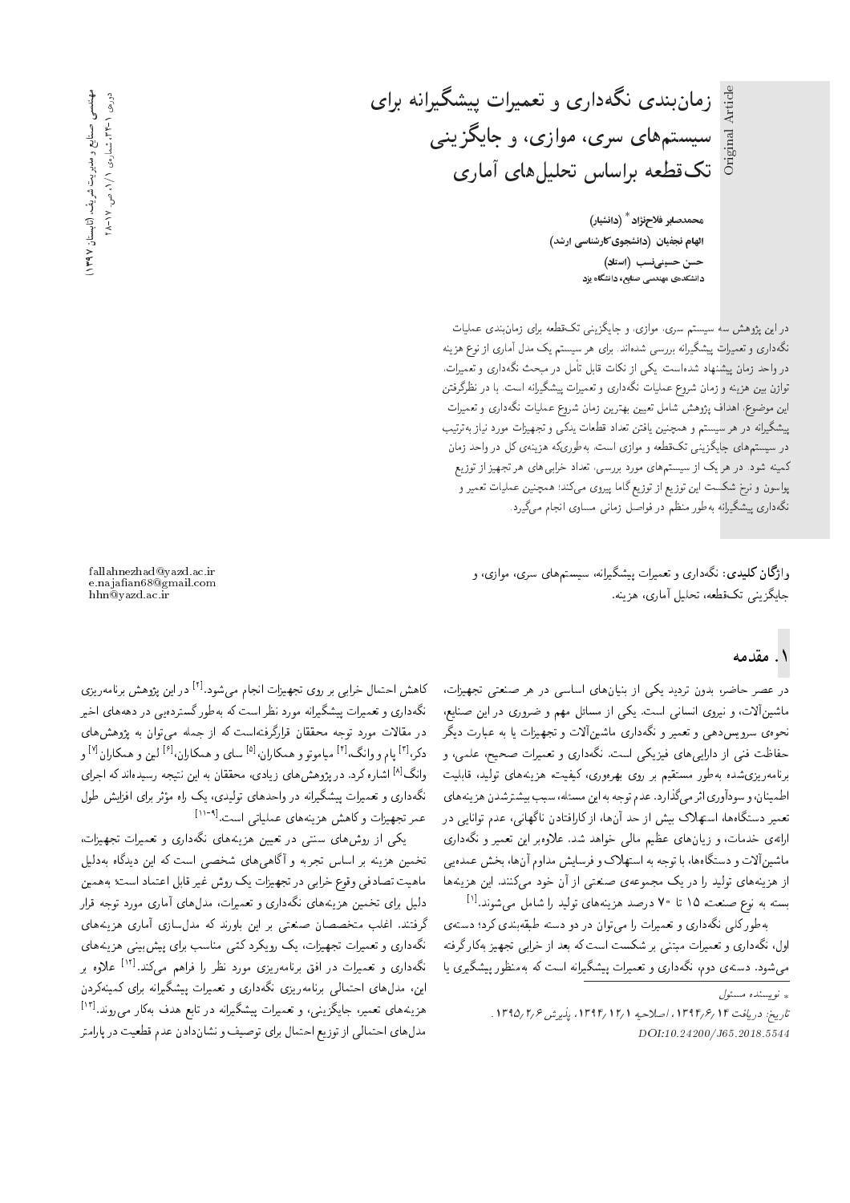# زمان‌بندی نگه‌داری و تعمیرات پیشگیرانه برای سیستم‌های سری، موازی، و جایگزینی تک‌قطعه براساس تحلیل‌های آماری

**محمدصابر فلاح‌نژاد** * (دانشیار)
**الهام نجفیان** (دانشجوی کارشناسی ارشد)
**حسن حسینی‌نسب** (استاد)
دانشکده‌ی مهندسی صنایع، دانشگاه یزد

در این پژوهش سه سیستم سری، موازی، و جایگزینی تک‌قطعه برای زمان‌بندی عملیات نگه‌داری و تعمیرات پیشگیرانه بررسی شده‌اند. برای هر سیستم یک مدل آماری از نوع هزینه در واحد زمان پیشنهاد شده‌است. یکی از نکات قابل تأمل در مبحث نگه‌داری و تعمیرات، توازن بین هزینه و زمان شروع عملیات نگه‌داری و تعمیرات پیشگیرانه است. با در نظرگرفتن این موضوع، اهداف پژوهش شامل تعیین بهترین زمان شروع عملیات نگه‌داری و تعمیرات پیشگیرانه در هر سیستم و همچنین یافتن تعداد قطعات یدکی و تجهیزات مورد نیاز به‌ترتیب در سیستم‌های جایگزینی تک‌قطعه و موازی است، به‌طوری‌که هزینه‌ی کل در واحد زمان کمینه شود. در هر یک از سیستم‌های مورد بررسی، تعداد خرابی‌های هر تجهیز از توزیع پواسون و نرخ شکست این توزیع از توزیع گاما پیروی می‌کند؛ همچنین عملیات تعمیر و نگه‌داری پیشگیرانه به‌طور منظم در فواصل زمانی مساوی انجام می‌گیرد.

**واژگان کلیدی:** نگه‌داری و تعمیرات پیشگیرانه، سیستم‌های سری، موازی، و جایگزینی تک‌قطعه، تحلیل آماری، هزینه.

fallahnezhad@yazd.ac.ir
e.najafian68@gmail.com
hhn@yazd.ac.ir

## ۱. مقدمه

در عصر حاضر، بدون تردید یکی از بنیان‌های اساسی در هر صنعتی تجهیزات، ماشین‌آلات، و نیروی انسانی است. یکی از مسائل مهم و ضروری در این صنایع، نحوه‌ی سرویس‌دهی و تعمیر و نگه‌داری ماشین‌آلات و تجهیزات یا به عبارت دیگر حفاظت فنی از دارایی‌های فیزیکی است. نگه‌داری و تعمیرات صحیح، علمی، و برنامه‌ریزی‌شده به‌طور مستقیم بر روی بهره‌وری، کیفیت، هزینه‌های تولید، قابلیت اطمینان، و سودآوری اثر می‌گذارد. عدم توجه به این مسئله، سبب بیشتر‌شدن هزینه‌های تعمیر دستگاه‌ها، استهلاک بیش از حد آن‌ها، از کارافتادن ناگهانی، عدم توانایی در ارائه‌ی خدمات، و زیان‌های عظیم مالی خواهد شد. علاوه‌بر این تعمیر و نگه‌داری ماشین‌آلات و دستگاه‌ها، با توجه به استهلاک و فرسایش مداوم آن‌ها، بخش عمده‌یی از هزینه‌های تولید را در یک مجموعه‌ی صنعتی از آن خود می‌کنند. این هزینه‌ها بسته به نوع صنعت، ۱۵ تا ۷۰ درصد هزینه‌های تولید را شامل می‌شوند.[۱]

به‌طورکلی نگه‌داری و تعمیرات را می‌توان در دو دسته طبقه‌بندی کرد؛ دسته‌ی اول، نگه‌داری و تعمیرات مبتنی بر شکست است که بعد از خرابی تجهیز به‌کار گرفته می‌شود. دسته‌ی دوم، نگه‌داری و تعمیرات پیشگیرانه است که به‌منظور پیشگیری یا کاهش احتمال خرابی بر روی تجهیزات انجام می‌شود.[۲] در این پژوهش برنامه‌ریزی نگه‌داری و تعمیرات پیشگیرانه مورد نظر است که به‌طور گسترده‌یی در دهه‌های اخیر در مقالات مورد توجه محققان قرارگرفته‌است که از جمله می‌توان به پژوهش‌های دکر،[۳] پام و وانگ،[۴] میاموتو و همکاران،[۵] سای و همکاران،[۶] لین و همکاران[۷] و وانگ[۸] اشاره کرد. در پژوهش‌های زیادی، محققان به این نتیجه رسیده‌اند که اجرای نگه‌داری و تعمیرات پیشگیرانه در واحدهای تولیدی، یک راه مؤثر برای افزایش طول عمر تجهیزات و کاهش هزینه‌های عملیاتی است.[۹-۱۱]

یکی از روش‌های سنتی در تعیین هزینه‌های نگه‌داری و تعمیرات تجهیزات، تخمین هزینه بر اساس تجربه و آگاهی‌های شخصی است که این دیدگاه به‌دلیل ماهیت تصادفی وقوع خرابی در تجهیزات یک روش غیر قابل اعتماد است؛ به‌همین دلیل برای تخمین هزینه‌های نگه‌داری و تعمیرات، مدل‌های آماری مورد توجه قرار گرفتند. اغلب متخصصان صنعتی بر این باورند که مدل‌سازی آماری هزینه‌های نگه‌داری و تعمیرات تجهیزات، یک رویکرد کمّی مناسب برای پیش‌بینی هزینه‌های نگه‌داری و تعمیرات در افق برنامه‌ریزی مورد نظر را فراهم می‌کند.[۱۲] علاوه بر این، مدل‌های احتمالی برنامه‌ریزی نگه‌داری و تعمیرات پیشگیرانه برای کمینه‌کردن هزینه‌های تعمیر، جایگزینی، و تعمیرات پیشگیرانه در تابع هدف به‌کار می‌روند.[۱۳] مدل‌های احتمالی از توزیع احتمال برای توصیف و نشان‌دادن عدم قطعیت در پارامتر

\* نویسنده مسئول

تاریخ: دریافت ۱۳۹۴/۶/۱۴، اصلاحیه ۱۳۹۴/۱۲/۱، پذیرش ۱۳۹۵/۲/۶.
DOI:10.24200/J65.2018.5544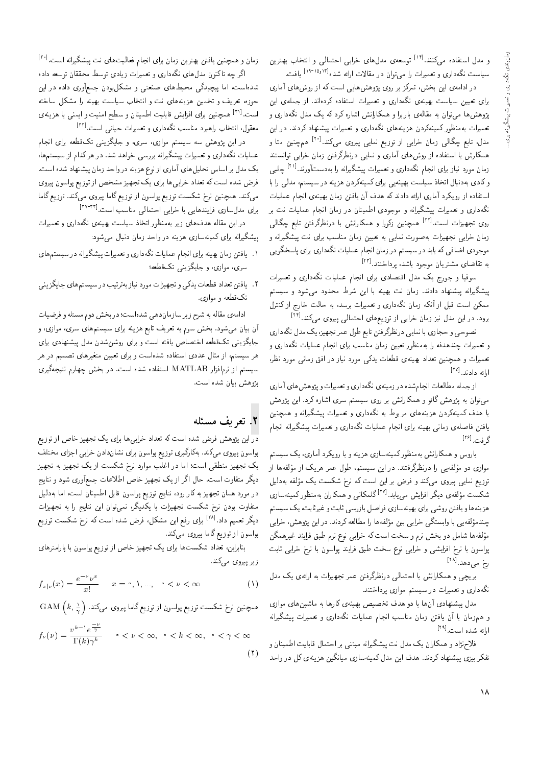و مدل استفاده می‌کنند.[۱۴] توسعه‌ی مدل‌های خرابی احتمالی و انتخاب بهترین سیاست نگه‌داری و تعمیرات را می‌توان در مقالات ارائه شده[۱۳و۱۵-۱۹] یافت.

در ادامه‌ی این بخش، تمرکز بر روی پژوهش‌هایی است که از روش‌های آماری برای تعیین سیاست بهینه‌ی نگه‌داری و تعمیرات استفاده کرده‌اند. از جمله‌ی این پژوهش‌ها می‌توان به مقاله‌ی باربرا و همکارانش اشاره کرد که یک مدل نگه‌داری و تعمیرات به‌منظور کمینه‌کردن هزینه‌های نگه‌داری و تعمیرات پیشنهاد کردند. در این مدل، تابع چگالی زمان خرابی از توزیع نمایی پیروی می‌کند.[۲۰] همچنین متا و همکارش با استفاده از روش‌های آماری و نمایی درنظرگرفتن زمان خرابی توانستند زمان مورد نیاز برای انجام نگه‌داری و تعمیرات پیشگیرانه را به‌دست‌آورند.[۲۱] چلبی و کادی به‌دنبال اتخاذ سیاست بهینه‌یی برای کمینه‌کردن هزینه در سیستم، مدلی را با استفاده از رویکرد آماری ارائه دادند که هدف آن یافتن زمان بهینه‌ی انجام عملیات نگه‌داری و تعمیرات پیشگیرانه و موجودی اطمینان در زمان انجام عملیات نت بر روی تجهیزات است.[۲۲] همچنین زکورا و همکارانش با درنظرگرفتن تابع چگالی زمان خرابی تجهیزات به‌صورت نمایی به تعیین زمان مناسب برای نت پیشگیرانه و موجودی اضافی که باید در سیستم در زمان انجام عملیات نگه‌داری برای پاسخ‌گویی به تقاضای مشتریان موجود باشد، پرداختند.[۲۳]

سوفیا و جورج یک مدل اقتصادی برای انجام عملیات نگه‌داری و تعمیرات پیشگیرانه پیشنهاد دادند. زمان نت بهینه با این شرط محدود می‌شود و سیستم ممکن است قبل از آنکه زمان نگه‌داری و تعمیرات برسد، به حالت خارج از کنترل برود. در این مدل نیز زمان خرابی از توزیع‌های احتمالی پیروی می‌کند.[۲۴]

نصوحی و حجازی با نمایی درنظرگرفتن تابع طول عمر تجهیز، یک مدل نگه‌داری و تعمیرات چندهدفه را به‌منظور تعیین زمان مناسب برای انجام عملیات نگه‌داری و تعمیرات و همچنین تعداد بهینه‌ی قطعات یدکی مورد نیاز در افق زمانی مورد نظر، ارائه دادند.[۲۵]

از جمله مطالعات انجام‌شده در زمینه‌ی نگه‌داری و تعمیرات و پژوهش‌های آماری می‌توان به پژوهش گائو و همکارانش بر روی سیستم سری اشاره کرد. این پژوهش با هدف کمینه‌کردن هزینه‌های مربوط به نگه‌داری و تعمیرات پیشگیرانه و همچنین یافتن فاصله‌ی زمانی بهینه برای انجام عملیات نگه‌داری و تعمیرات پیشگیرانه انجام گرفت.[۲۶]

باروس و همکارانش به‌منظور کمینه‌سازی هزینه و با رویکرد آماری، یک سیستم موازی دو مؤلفه‌یی را درنظرگرفتند. در این سیستم، طول عمر هر یک از مؤلفه‌ها از توزیع نمایی پیروی می‌کند و فرض بر این است که نرخ شکست یک مؤلفه به‌دلیل شکست مؤلفه‌ی دیگر افزایش می‌یابد.[۲۷] گلمکانی و همکاران به‌منظور کمینه‌سازی هزینه‌ها و یافتن روشی برای بهینه‌سازی فواصل بازرسی ثابت و غیرثابت‌ه یک سیستم چندمؤلفه‌یی با وابستگی خرابی بین مؤلفه‌ها را مطالعه کردند. در این پژوهش، خرابی مؤلفه‌ها شامل دو بخش نرم و سخت است که خرابی نوع نرم طبق فرایند غیرهمگن پواسون با نرخ افزایشی و خرابی نوع سخت طبق فرایند پواسون با نرخ خرابی ثابت رخ می‌دهد.[۲۸]

بریچی و همکارانش با احتمالی درنظرگرفتن عمر تجهیزات به ارائه‌ی یک مدل نگه‌داری و تعمیرات در سیستم موازی پرداختند.

مدل پیشنهادی آن‌ها با دو هدف تخصیص بهینه‌ی کارها به ماشین‌های موازی و هم‌زمان با آن یافتن زمان مناسب انجام عملیات نگه‌داری و تعمیرات پیشگیرانه ارائه شده است.[۲۹]

فلاح‌نژاد و همکاران یک مدل نت پیشگیرانه مبتنی بر احتمال قابلیت اطمینان و تفکر بیزی پیشنهاد کردند. هدف این مدل کمینه‌سازی میانگین هزینه‌ی کل در واحد زمان و همچنین یافتن بهترین زمان برای انجام فعالیت‌های نت پیشگیرانه است.[۳۰]

اگر چه تاکنون مدل‌های نگه‌داری و تعمیرات زیادی توسط محققان توسعه داده شده‌است، اما پیچیدگی محیط‌های صنعتی و مشکل‌بودن جمع‌آوری داده در این حوزه، تعریف و تخمین هزینه‌های نت و انتخاب سیاست بهینه را مشکل ساخته است.[۳۱] همچنین برای افزایش قابلیت اطمینان و سطح امنیت و ایمنی با هزینه‌ی معقول، انتخاب راهبرد مناسب نگه‌داری و تعمیرات حیاتی است.[۳۲]

در این پژوهش سه سیستم موازی، سری، و جایگزینی تک‌قطعه برای انجام عملیات نگه‌داری و تعمیرات پیشگیرانه بررسی خواهد شد. در هر کدام از سیستم‌ها، یک مدل بر اساس تحلیل‌های آماری از نوع هزینه در واحد زمان پیشنهاد شده است. فرض شده است که تعداد خرابی‌ها برای یک تجهیز مشخص از توزیع پواسون پیروی می‌کند. همچنین نرخ شکست توزیع پواسون از توزیع گاما پیروی می‌کند. توزیع گاما برای مدل‌سازی فرایندهایی با خرابی احتمالی مناسب است.[۳۳-۳۷]

در این مقاله هدف‌های زیر به‌منظور اتخاذ سیاست بهینه‌ی نگه‌داری و تعمیرات پیشگیرانه برای کمینه‌سازی هزینه در واحد زمان دنبال می‌شود:

۱. یافتن زمان بهینه برای انجام عملیات نگه‌داری و تعمیرات پیشگیرانه در سیستم‌های سری، موازی، و جایگزینی تک‌قطعه؛

۲. یافتن تعداد قطعات یدکی و تجهیزات مورد نیاز به‌ترتیب در سیستم‌های جایگزینی تک‌قطعه و موازی.

ادامه‌ی مقاله به شرح زیر سازمان‌دهی شده‌است؛ در بخش دوم مسئله و فرضیات آن بیان می‌شود. بخش سوم به تعریف تابع هزینه برای سیستم‌های سری، موازی، و جایگزینی تک‌قطعه اختصاص یافته است و برای روشن‌شدن مدل پیشنهادی برای هر سیستم، از مثال عددی استفاده شده‌است و برای تعیین متغیرهای تصمیم در هر سیستم از نرم‌افزار MATLAB استفاده شده است. در بخش چهارم نتیجه‌گیری پژوهش بیان شده است.

## ۲. تعریف مسئله

در این پژوهش فرض شده است که تعداد خرابی‌ها برای یک تجهیز خاص از توزیع پواسون پیروی می‌کند. به‌کارگیری توزیع پواسون برای نشان‌دادن خرابی اجزای مختلف یک تجهیز منطقی است؛ اما در اغلب موارد نرخ شکست از یک تجهیز به تجهیز دیگر متفاوت است. حال اگر از یک تجهیز خاص اطلاعات جمع‌آوری شود و نتایج در مورد همان تجهیز به کار رود، نتایج توزیع پواسون قابل اطمینان است، اما به‌دلیل متفاوت بودن نرخ شکست تجهیزات با یکدیگر، نمی‌توان این نتایج را به تجهیزات دیگر تعمیم داد.[۳۸] برای رفع این مشکل، فرض شده است که نرخ شکست توزیع پواسون از توزیع گاما پیروی می‌کند.

بنابراین، تعداد شکست‌ها برای یک تجهیز خاص از توزیع پواسون با پارامترهای زیر پیروی می‌کند.

$$f_{x|\nu}(x)=\frac{e^{-\nu}\nu^{x}}{x!} \qquad x=0,1,\ldots,\quad 0<\nu<\infty \tag{1}$$

همچنین نرخ شکست توزیع پواسون از توزیع گاما پیروی می‌کند. $\mathrm{GAM}\left(k,\frac{1}{\gamma}\right)$

$$f_{\nu}(\nu)=\frac{\nu^{k-1}e^{\frac{-\nu}{\gamma}}}{\Gamma(k)\gamma^{k}} \qquad 0<\nu<\infty,\quad 0<k<\infty,\quad 0<\gamma<\infty \tag{2}$$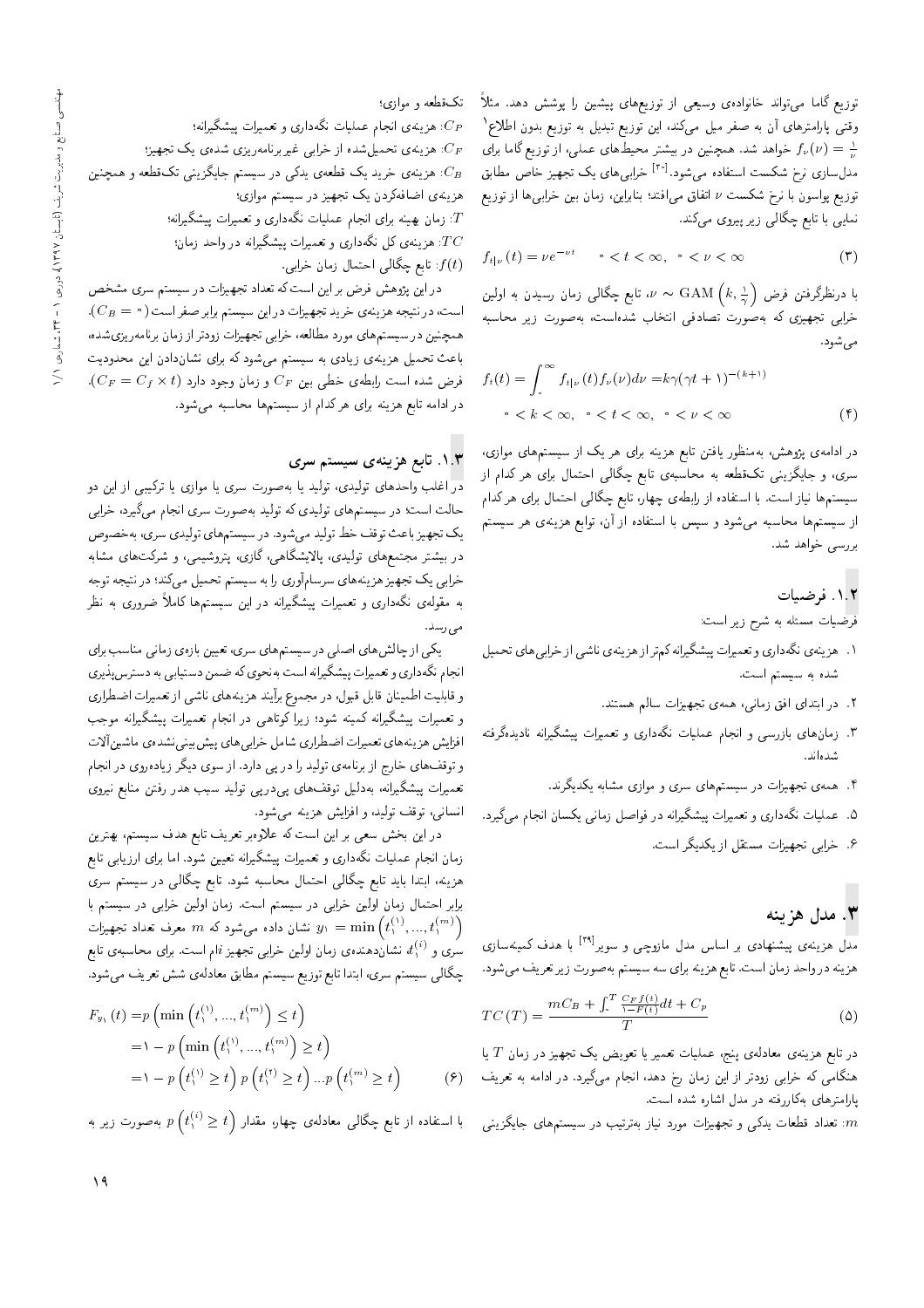توزیع گاما می‌تواند خانواده‌ی وسیعی از توزیع‌های پیشین را پوشش دهد. مثلاً وقتی پارامترهای آن به صفر میل می‌کند، این توزیع تبدیل به توزیع بدون اطلاع[1] $f_\nu(\nu)=\frac{1}{\nu}$ خواهد شد. همچنین در بیشتر محیط‌های عملی، از توزیع گاما برای مدل‌سازی نرخ شکست استفاده می‌شود.[20] خرابی‌های یک تجهیز خاص مطابق توزیع پواسون با نرخ شکست $\nu$ اتفاق می‌افتد؛ بنابراین، زمان بین خرابی‌ها از توزیع نمایی با تابع چگالی زیر پیروی می‌کند.

$$f_{t|\nu}(t)=\nu e^{-\nu t}\qquad 0<t<\infty,\ \ 0<\nu<\infty \tag{3}$$

با درنظرگرفتن فرض $\nu\sim \mathrm{GAM}\left(k,\frac{1}{\gamma}\right)$، تابع چگالی زمان رسیدن به اولین خرابی تجهیزی که به‌صورت تصادفی انتخاب شده‌است، به‌صورت زیر محاسبه می‌شود.

$$f_t(t)=\int_0^{\infty} f_{t|\nu}(t)f_\nu(\nu)d\nu=k\gamma(\gamma t+1)^{-(k+1)}$$
$$0<k<\infty,\ \ 0<t<\infty,\ \ 0<\nu<\infty \tag{4}$$

در ادامه‌ی پژوهش، به‌منظور یافتن تابع هزینه برای هر یک از سیستم‌های موازی، سری، و جایگزینی تک‌قطعه به محاسبه‌ی تابع چگالی احتمال برای هر کدام از سیستم‌ها نیاز است. با استفاده از رابطه‌ی چهار، تابع چگالی احتمال برای هر کدام از سیستم‌ها محاسبه می‌شود و سپس با استفاده از آن، توابع هزینه‌ی هر سیستم بررسی خواهد شد.

### ۱.۲. فرضیات

فرضیات مسئله به شرح زیر است:

۱. هزینه‌ی نگه‌داری و تعمیرات پیشگیرانه کم‌تر از هزینه‌ی ناشی از خرابی‌های تحمیل شده به سیستم است.

۲. در ابتدای افق زمانی، همه‌ی تجهیزات سالم هستند.

۳. زمان‌های بازرسی و انجام عملیات نگه‌داری و تعمیرات پیشگیرانه نادیده‌گرفته شده‌اند.

۴. همه‌ی تجهیزات در سیستم‌های سری و موازی مشابه یکدیگرند.

۵. عملیات نگه‌داری و تعمیرات پیشگیرانه در فواصل زمانی یکسان انجام می‌گیرد.

۶. خرابی تجهیزات مستقل از یکدیگر است.

## ۳. مدل هزینه

مدل هزینه‌ی پیشنهادی بر اساس مدل ماروچی و سویر[39] با هدف کمینه‌سازی هزینه در واحد زمان است. تابع هزینه برای سه سیستم به‌صورت زیر تعریف می‌شود.

$$TC(T)=\frac{mC_B+\int_0^T \frac{C_F f(t)}{1-F(t)}dt+C_p}{T} \tag{5}$$

در تابع هزینه‌ی معادله‌ی پنج، عملیات تعمیر یا تعویض یک تجهیز در زمان $T$ یا هنگامی که خرابی زودتر از این زمان رخ دهد، انجام می‌گیرد. در ادامه به تعریف پارامترهای به‌کاررفته در مدل اشاره شده است.

$m$: تعداد قطعات یدکی و تجهیزات مورد نیاز به‌ترتیب در سیستم‌های جایگزینی تک‌قطعه و موازی؛

$C_P$: هزینه‌ی انجام عملیات نگه‌داری و تعمیرات پیشگیرانه؛

$C_F$: هزینه‌ی تحمیل‌شده از خرابی غیربرنامه‌ریزی شده‌ی یک تجهیز؛

$C_B$: هزینه‌ی خرید یک قطعه‌ی یدکی در سیستم جایگزینی تک‌قطعه و همچنین هزینه‌ی اضافه‌کردن یک تجهیز در سیستم موازی؛

$T$: زمان بهینه برای انجام عملیات نگه‌داری و تعمیرات پیشگیرانه؛

$TC$: هزینه‌ی کل نگه‌داری و تعمیرات پیشگیرانه در واحد زمان؛

$f(t)$: تابع چگالی احتمال زمان خرابی.

در این پژوهش فرض بر این است که تعداد تجهیزات در سیستم سری مشخص است، در نتیجه هزینه‌ی خرید تجهیزات در این سیستم برابر صفر است ($C_B=0$). همچنین در سیستم‌های مورد مطالعه، خرابی تجهیزات زودتر از زمان برنامه‌ریزی‌شده، باعث تحمیل هزینه‌ی زیادی به سیستم می‌شود که برای نشان‌دادن این محدودیت فرض شده است رابطه‌ی خطی بین $C_F$ و زمان وجود دارد ($C_F=C_f\times t$). در ادامه تابع هزینه برای هر کدام از سیستم‌ها محاسبه می‌شود.

### ۱.۳. تابع هزینه‌ی سیستم سری

در اغلب واحدهای تولیدی، تولید یا به‌صورت سری یا موازی یا ترکیبی از این دو حالت است؛ در سیستم‌های تولیدی که تولید به‌صورت سری انجام می‌گیرد، خرابی یک تجهیز باعث توقف خط تولید می‌شود. در سیستم‌های تولیدی سری، به‌خصوص در بیشتر مجتمع‌های تولیدی، پالایشگاهی، گازی، پتروشیمی، و شرکت‌های مشابه خرابی یک تجهیز هزینه‌های سرسام‌آوری را به سیستم تحمیل می‌کند؛ در نتیجه توجه به مقوله‌ی نگه‌داری و تعمیرات پیشگیرانه در این سیستم‌ها کاملاً ضروری به نظر می‌رسد.

یکی از چالش‌های اصلی در سیستم‌های سری، تعیین بازه‌ی زمانی مناسب برای انجام نگه‌داری و تعمیرات پیشگیرانه است به‌نحوی که ضمن دستیابی به دسترس‌پذیری و قابلیت اطمینان قابل قبول، در مجموع برآیند هزینه‌های ناشی از تعمیرات اضطراری و تعمیرات پیشگیرانه کمینه شود؛ زیرا کوتاهی در انجام تعمیرات پیشگیرانه موجب افزایش هزینه‌های تعمیرات اضطراری شامل خرابی‌های پیش‌بینی‌نشده‌ی ماشین‌آلات و توقف‌های خارج از برنامه‌ی تولید را در پی دارد. از سوی دیگر زیاده‌روی در انجام تعمیرات پیشگیرانه، به‌دلیل توقف‌های پی‌درپی تولید سبب هدر رفتن منابع نیروی انسانی، توقف تولید، و افزایش هزینه می‌شود.

در این بخش سعی بر این است که علاوه‌بر تعریف تابع هدف سیستم، بهترین زمان انجام عملیات نگه‌داری و تعمیرات پیشگیرانه تعیین شود. اما برای ارزیابی تابع هزینه، ابتدا باید تابع چگالی احتمال محاسبه شود. تابع چگالی در سیستم سری برابر احتمال زمان اولین خرابی در سیستم است. زمان اولین خرابی در سیستم با $y_1=\min\left(t_1^{(1)},...,t_1^{(m)}\right)$ نشان داده می‌شود که $m$ معرف تعداد تجهیزات سری و $t_1^{(i)}$ نشان‌دهنده‌ی زمان اولین خرابی تجهیز $i$ام است. برای محاسبه‌ی تابع چگالی سیستم سری، ابتدا تابع توزیع سیستم مطابق معادله‌ی شش تعریف می‌شود.

$$\begin{aligned}F_{y_1}(t)&=p\left(\min\left(t_1^{(1)},...,t_1^{(m)}\right)\le t\right)\\&=1-p\left(\min\left(t_1^{(1)},...,t_1^{(m)}\right)\ge t\right)\\&=1-p\left(t_1^{(1)}\ge t\right)p\left(t_1^{(2)}\ge t\right)...p\left(t_1^{(m)}\ge t\right)\end{aligned} \tag{6}$$

با استفاده از تابع چگالی معادله‌ی چهار، مقدار $p\left(t_1^{(i)}\ge t\right)$ به‌صورت زیر به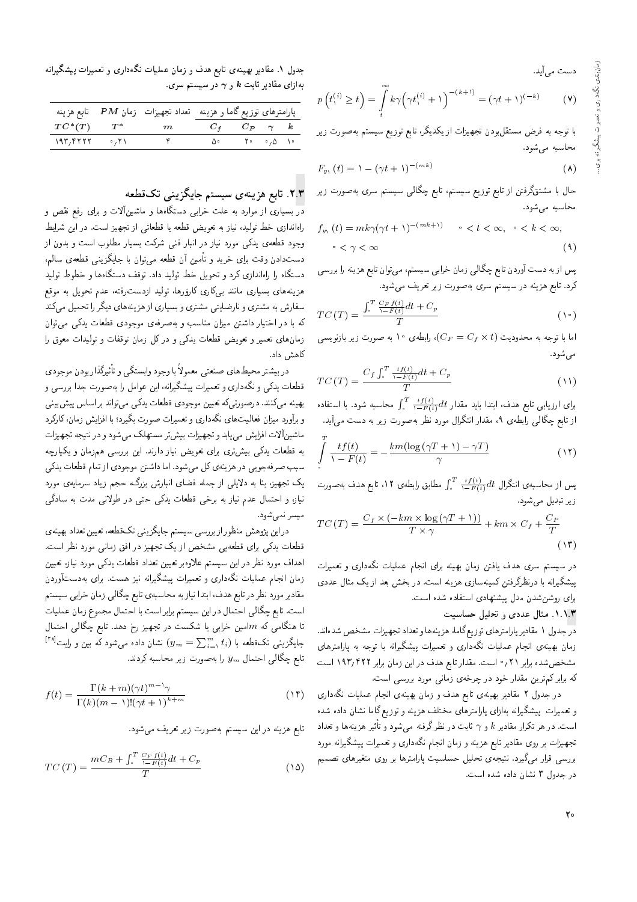دست می‌آید.

$$p\left(t_1^{(i)} \geq t\right) = \int_t^{\infty} k\gamma\left(\gamma t_1^{(i)} + 1\right)^{-(k+1)} = (\gamma t + 1)^{(-k)} \qquad (7)$$

با توجه به فرض مستقل‌بودن تجهیزات از یکدیگر، تابع توزیع سیستم به‌صورت زیر محاسبه می‌شود.

$$F_{y_1}(t) = 1 - (\gamma t + 1)^{-(mk)} \qquad (8)$$

حال با مشتق‌گرفتن از تابع توزیع سیستم، تابع چگالی سیستم سری به‌صورت زیر محاسبه می‌شود.

$$f_{y_1}(t) = mk\gamma(\gamma t + 1)^{-(mk+1)} \quad 0 < t < \infty, \ 0 < k < \infty, \ 0 < \gamma < \infty \qquad (9)$$

پس از به دست آوردن تابع چگالی زمان خرابی سیستم، می‌توان تابع هزینه را بررسی کرد. تابع هزینه در سیستم سری به‌صورت زیر تعریف می‌شود.

$$TC(T) = \frac{\int_0^T \frac{C_F f(t)}{1-F(t)} dt + C_p}{T} \qquad (10)$$

اما با توجه به محدودیت ($C_F = C_f \times t$)، رابطه‌ی ۱۰ به صورت زیر بازنویسی می‌شود.

$$TC(T) = \frac{C_f \int_0^T \frac{t f(t)}{1-F(t)} dt + C_p}{T} \qquad (11)$$

برای ارزیابی تابع هدف، ابتدا باید مقدار $\int_0^T \frac{t f(t)}{1-F(t)} dt$ محاسبه شود. با استفاده از تابع چگالی رابطه‌ی ۹، مقدار انتگرال مورد نظر به‌صورت زیر به دست می‌آید.

$$\int_0^T \frac{t f(t)}{1-F(t)} = -\frac{km(\log(\gamma T + 1) - \gamma T)}{\gamma} \qquad (12)$$

پس از محاسبه‌ی انتگرال $\int_0^T \frac{t f(t)}{1-F(t)} dt$ مطابق رابطه‌ی ۱۲، تابع هدف به‌صورت زیر تبدیل می‌شود.

$$TC(T) = \frac{C_f \times (-km \times \log(\gamma T + 1))}{T \times \gamma} + km \times C_f + \frac{C_P}{T} \qquad (13)$$

در سیستم سری هدف یافتن زمان بهینه برای انجام عملیات نگه‌داری و تعمیرات پیشگیرانه با درنظرگرفتن کمینه‌سازی هزینه است. در بخش بعد از یک مثال عددی برای روشن‌شدن مدل پیشنهادی استفاده شده است.

### ۱.۱.۳. مثال عددی و تحلیل حساسیت

در جدول ۱ مقادیر پارامترهای توزیع گاما، هزینه‌ها و تعداد تجهیزات مشخص شده‌اند. زمان بهینه‌ی انجام عملیات نگه‌داری و تعمیرات پیشگیرانه با توجه به پارامترهای مشخص‌شده برابر ۰٫۲۱ است. مقدار تابع هدف در این زمان برابر ۱۹۳٫۴۲۲ است که برابر کم‌ترین مقدار خود در چرخه‌ی زمانی مورد بررسی است.

در جدول ۲ مقادیر بهینه‌ی تابع هدف و زمان بهینه‌ی انجام عملیات نگه‌داری و تعمیرات پیشگیرانه به‌ازای پارامترهای مختلف هزینه و توزیع گاما نشان داده شده است. در هر تکرار مقادیر $k$ و $\gamma$ ثابت در نظر گرفته می‌شود و تأثیر هزینه‌ها و تعداد تجهیزات بر روی مقادیر تابع هزینه و زمان انجام نگه‌داری و تعمیرات پیشگیرانه مورد بررسی قرار می‌گیرد. نتیجه‌ی تحلیل حساسیت پارامترها بر روی متغیرهای تصمیم در جدول ۳ نشان داده شده است.

**جدول ۱.** مقادیر بهینه‌ی تابع هدف و زمان عملیات نگه‌داری و تعمیرات پیشگیرانه به‌ازای مقادیر ثابت $k$ و $\gamma$ در سیستم سری.

| پارامترهای توزیع گاما و هزینه | | | | تعداد تجهیزات | زمان $PM$ | تابع هزینه |
|---|---|---|---|---|---|---|
| $k$ | $\gamma$ | $C_P$ | $C_f$ | $m$ | $T^*$ | $TC^*(T)$ |
| ۱۰ | ۰٫۵ | ۲۰ | ۵۰ | ۴ | ۰٫۲۱ | ۱۹۳٫۴۲۲۲ |

## ۲.۳. تابع هزینه‌ی سیستم جایگزینی تک‌قطعه

در بسیاری از موارد به علت خرابی دستگاه‌ها و ماشین‌آلات و برای رفع نقص و راه‌اندازی خط تولید، نیاز به تعویض قطعه یا قطعاتی از تجهیز است. در این شرایط وجود قطعه‌ی یدکی مورد نیاز در انبار فنی شرکت بسیار مطلوب است و بدون از دست‌دادن وقت برای خرید و تأمین آن قطعه می‌توان با جایگزینی قطعه‌ی سالم، دستگاه را راه‌اندازی کرد و تحویل خط تولید داد. توقف دستگاه‌ها و خطوط تولید هزینه‌های بسیاری مانند بی‌کاری کارگرها، تولید ازدست‌رفته، عدم تحویل به موقع سفارش به مشتری و نارضایتی مشتری و بسیاری از هزینه‌های دیگر را تحمیل می‌کند که با در اختیار داشتن میزان مناسب و به‌صرفه‌ی موجودی قطعات یدکی می‌توان زمان‌های تعمیر و تعویض قطعات یدکی و در کل زمان توقفات و تولیدات معوق را کاهش داد.

در بیشتر محیط‌های صنعتی معمولاً با وجود وابستگی و تأثیرگذاربودن موجودی قطعات یدکی و نگه‌داری و تعمیرات پیشگیرانه، این عوامل را به‌صورت جدا بررسی و بهینه می‌کنند. درصورتی‌که تعیین موجودی قطعات یدکی می‌تواند بر اساس پیش‌بینی و برآورد میزان فعالیت‌های نگه‌داری و تعمیرات صورت بگیرد؛ با افزایش زمان، کارکرد ماشین‌آلات افزایش می‌یابد و تجهیزات بیش‌تر مستهلک می‌شود و در نتیجه تجهیزات به قطعات یدکی بیش‌تری برای تعویض نیاز دارند. این بررسی هم‌زمان و یکپارچه سبب صرفه‌جویی در هزینه‌ی کل می‌شود. اما داشتن موجودی از تمام قطعات یدکی یک تجهیز، بنا به دلایلی از جمله فضای انبارش بزرگ، حجم زیاد سرمایه‌ی مورد نیاز و احتمال عدم نیاز به برخی قطعات یدکی حتی در طولانی مدت به سادگی میسر نمی‌شود.

در این پژوهش منظور از بررسی سیستم جایگزینی تک‌قطعه، تعیین تعداد بهینه‌ی قطعات یدکی برای قطعه‌یی مشخص از یک تجهیز در افق زمانی مورد نظر است. اهداف مورد نظر در این سیستم علاوه‌بر تعیین تعداد قطعات یدکی مورد نیاز، تعیین زمان انجام عملیات نگه‌داری و تعمیرات پیشگیرانه نیز هست. برای به‌دست‌آوردن مقادیر مورد نظر در تابع هدف، ابتدا نیاز به محاسبه‌ی تابع چگالی زمان خرابی سیستم است. تابع چگالی احتمال در این سیستم برابر است با احتمال مجموع زمان عملیات تا هنگامی که $m$امین خرابی یا شکست در تجهیز رخ دهد. تابع چگالی احتمال جایگزینی تک‌قطعه با ($y_m = \sum_{i=1}^{m} t_i$) نشان داده می‌شود که بین و رایت[28] تابع چگالی احتمال $y_m$ را به‌صورت زیر محاسبه کردند.

$$f(t) = \frac{\Gamma(k+m)(\gamma t)^{m-1}\gamma}{\Gamma(k)(m-1)!(\gamma t + 1)^{k+m}} \qquad (14)$$

تابع هزینه در این سیستم به‌صورت زیر تعریف می‌شود.

$$TC(T) = \frac{mC_B + \int_0^T \frac{C_F f(t)}{1-F(t)} dt + C_p}{T} \qquad (15)$$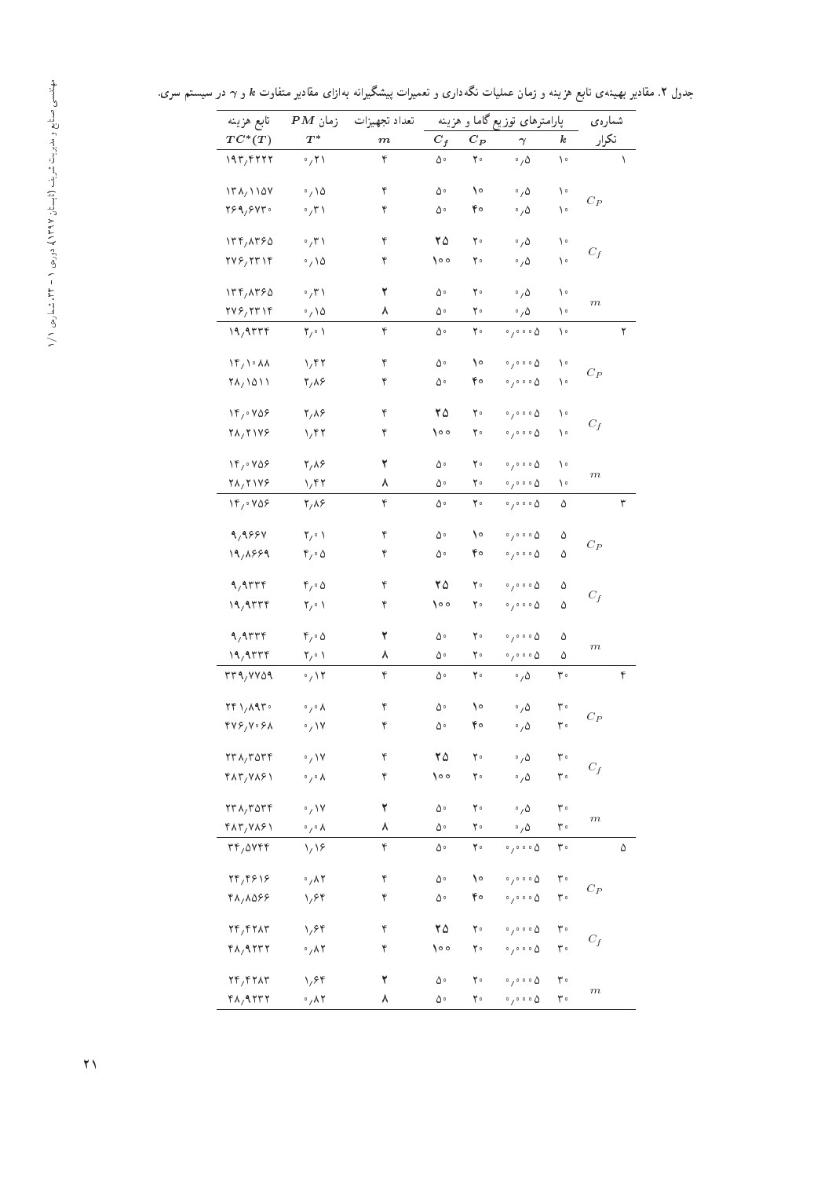جدول ۲. مقادیر بهینه‌ی تابع هزینه و زمان عملیات نگه‌داری و تعمیرات پیشگیرانه به‌ازای مقادیر متفاوت $k$ و $\gamma$ در سیستم سری.

| شماره‌ی تکرار | | پارامترهای توزیع گاما و هزینه | | | | تعداد تجهیزات | زمان $PM$ | تابع هزینه |
|---|---|---|---|---|---|---|---|---|
| | | $k$ | $\gamma$ | $C_P$ | $C_f$ | $m$ | $T^*$ | $TC^*(T)$ |
| ۱ | | ۱۰ | ۰٫۵ | ۲۰ | ۵۰ | ۴ | ۰٫۲۱ | ۱۹۳٫۴۲۲۲ |
| | $C_P$ | ۱۰ | ۰٫۵ | ۱۰ | ۵۰ | ۴ | ۰٫۱۵ | ۱۳۸٫۱۱۵۷ |
| | | ۱۰ | ۰٫۵ | ۴۰ | ۵۰ | ۴ | ۰٫۳۱ | ۲۶۹٫۶۷۳۰ |
| | $C_f$ | ۱۰ | ۰٫۵ | ۲۰ | ۲۵ | ۴ | ۰٫۳۱ | ۱۳۴٫۸۳۶۵ |
| | | ۱۰ | ۰٫۵ | ۲۰ | ۱۰۰ | ۴ | ۰٫۱۵ | ۲۷۶٫۲۳۱۴ |
| | $m$ | ۱۰ | ۰٫۵ | ۲۰ | ۵۰ | ۲ | ۰٫۳۱ | ۱۳۴٫۸۳۶۵ |
| | | ۱۰ | ۰٫۵ | ۲۰ | ۵۰ | ۸ | ۰٫۱۵ | ۲۷۶٫۲۳۱۴ |
| ۲ | | ۱۰ | ۰٫۰۰۰۵ | ۲۰ | ۵۰ | ۴ | ۲٫۰۱ | ۱۹٫۹۳۳۴ |
| | $C_P$ | ۱۰ | ۰٫۰۰۰۵ | ۱۰ | ۵۰ | ۴ | ۱٫۴۲ | ۱۴٫۱۰۸۸ |
| | | ۱۰ | ۰٫۰۰۰۵ | ۴۰ | ۵۰ | ۴ | ۲٫۸۶ | ۲۸٫۱۵۱۱ |
| | $C_f$ | ۱۰ | ۰٫۰۰۰۵ | ۲۰ | ۲۵ | ۴ | ۲٫۸۶ | ۱۴٫۰۷۵۶ |
| | | ۱۰ | ۰٫۰۰۰۵ | ۲۰ | ۱۰۰ | ۴ | ۱٫۴۲ | ۲۸٫۲۱۷۶ |
| | $m$ | ۱۰ | ۰٫۰۰۰۵ | ۲۰ | ۵۰ | ۲ | ۲٫۸۶ | ۱۴٫۰۷۵۶ |
| | | ۱۰ | ۰٫۰۰۰۵ | ۲۰ | ۵۰ | ۸ | ۱٫۴۲ | ۲۸٫۲۱۷۶ |
| ۳ | | ۵ | ۰٫۰۰۰۵ | ۲۰ | ۵۰ | ۴ | ۲٫۸۶ | ۱۴٫۰۷۵۶ |
| | $C_P$ | ۵ | ۰٫۰۰۰۵ | ۱۰ | ۵۰ | ۴ | ۲٫۰۱ | ۹٫۹۶۶۷ |
| | | ۵ | ۰٫۰۰۰۵ | ۴۰ | ۵۰ | ۴ | ۴٫۰۵ | ۱۹٫۸۶۶۹ |
| | $C_f$ | ۵ | ۰٫۰۰۰۵ | ۲۰ | ۲۵ | ۴ | ۴٫۰۵ | ۹٫۹۳۳۴ |
| | | ۵ | ۰٫۰۰۰۵ | ۲۰ | ۱۰۰ | ۴ | ۲٫۰۱ | ۱۹٫۹۳۳۴ |
| | $m$ | ۵ | ۰٫۰۰۰۵ | ۲۰ | ۵۰ | ۲ | ۴٫۰۵ | ۹٫۹۳۳۴ |
| | | ۵ | ۰٫۰۰۰۵ | ۲۰ | ۵۰ | ۸ | ۲٫۰۱ | ۱۹٫۹۳۳۴ |
| ۴ | | ۳۰ | ۰٫۵ | ۲۰ | ۵۰ | ۴ | ۰٫۱۲ | ۳۳۹٫۷۷۵۹ |
| | $C_P$ | ۳۰ | ۰٫۵ | ۱۰ | ۵۰ | ۴ | ۰٫۰۸ | ۲۴۱٫۸۹۳۰ |
| | | ۳۰ | ۰٫۵ | ۴۰ | ۵۰ | ۴ | ۰٫۱۷ | ۴۷۶٫۷۰۶۸ |
| | $C_f$ | ۳۰ | ۰٫۵ | ۲۰ | ۲۵ | ۴ | ۰٫۱۷ | ۲۳۸٫۳۵۳۴ |
| | | ۳۰ | ۰٫۵ | ۲۰ | ۱۰۰ | ۴ | ۰٫۰۸ | ۴۸۳٫۷۸۶۱ |
| | $m$ | ۳۰ | ۰٫۵ | ۲۰ | ۵۰ | ۲ | ۰٫۱۷ | ۲۳۸٫۳۵۳۴ |
| | | ۳۰ | ۰٫۵ | ۲۰ | ۵۰ | ۸ | ۰٫۰۸ | ۴۸۳٫۷۸۶۱ |
| ۵ | | ۳۰ | ۰٫۰۰۰۵ | ۲۰ | ۵۰ | ۴ | ۱٫۱۶ | ۳۴٫۵۷۴۴ |
| | $C_P$ | ۳۰ | ۰٫۰۰۰۵ | ۱۰ | ۵۰ | ۴ | ۰٫۸۲ | ۲۴٫۴۶۱۶ |
| | | ۳۰ | ۰٫۰۰۰۵ | ۴۰ | ۵۰ | ۴ | ۱٫۶۴ | ۴۸٫۸۵۶۶ |
| | $C_f$ | ۳۰ | ۰٫۰۰۰۵ | ۲۰ | ۲۵ | ۴ | ۱٫۶۴ | ۲۴٫۴۲۸۳ |
| | | ۳۰ | ۰٫۰۰۰۵ | ۲۰ | ۱۰۰ | ۴ | ۰٫۸۲ | ۴۸٫۹۲۳۲ |
| | $m$ | ۳۰ | ۰٫۰۰۰۵ | ۲۰ | ۵۰ | ۲ | ۱٫۶۴ | ۲۴٫۴۲۸۳ |
| | | ۳۰ | ۰٫۰۰۰۵ | ۲۰ | ۵۰ | ۸ | ۰٫۸۲ | ۴۸٫۹۲۳۲ |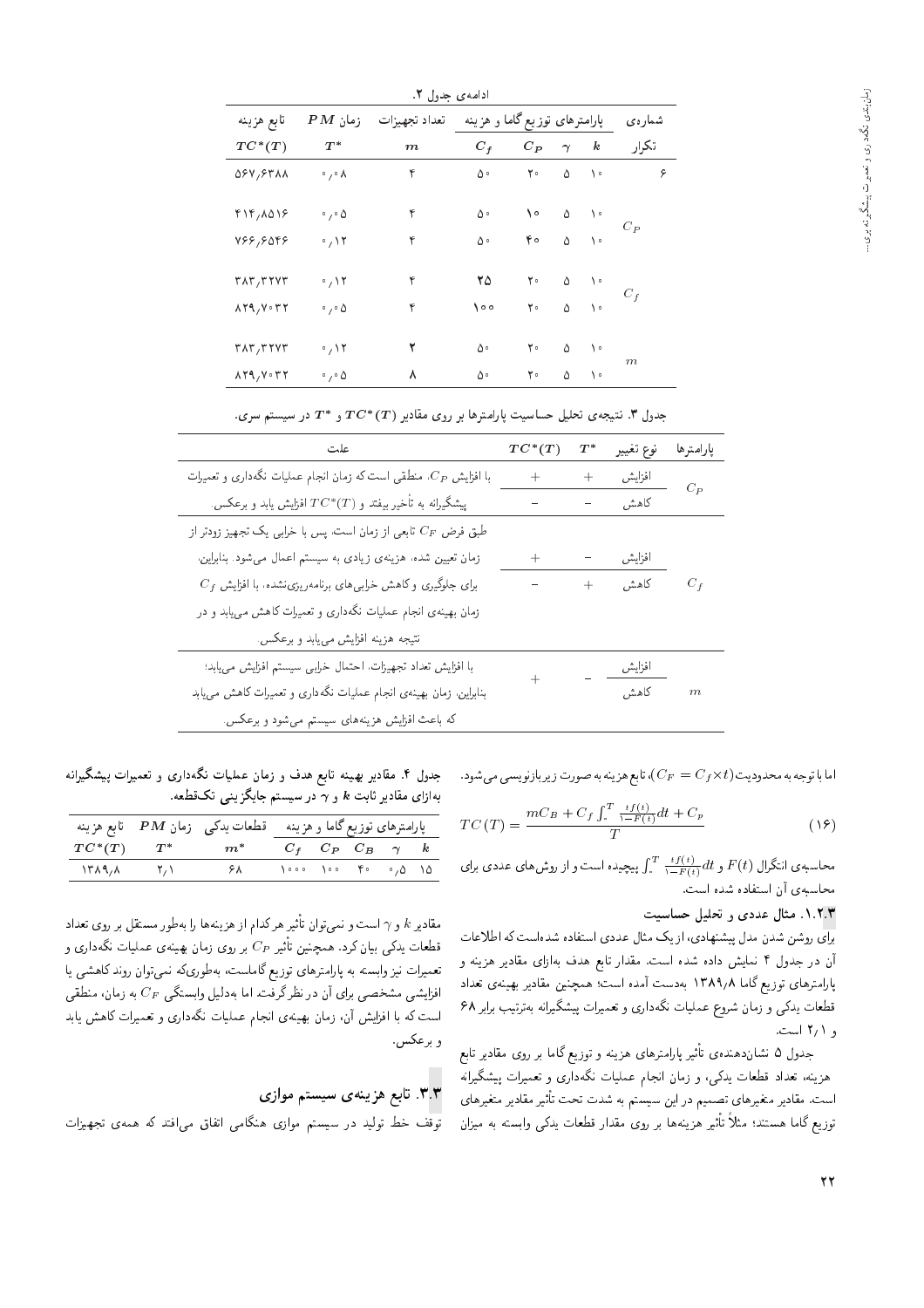ادامه‌ی جدول ۲.

| شماره‌ی تکرار | | پارامترهای توزیع گاما و هزینه | | | | تعداد تجهیزات | زمان $PM$ | تابع هزینه |
|---|---|---|---|---|---|---|---|---|
| | | $k$ | $\gamma$ | $C_P$ | $C_f$ | $m$ | $T^*$ | $TC^*(T)$ |
| ۶ | | ۱۰ | ۵ | ۲۰ | ۵۰ | ۴ | ۰٫۰۸ | ۵۶۷٫۶۳۸۸ |
| | $C_P$ | ۱۰ | ۵ | ۱۰ | ۵۰ | ۴ | ۰٫۰۵ | ۴۱۴٫۸۵۱۶ |
| | | ۱۰ | ۵ | ۴۰ | ۵۰ | ۴ | ۰٫۱۲ | ۷۶۶٫۶۵۴۶ |
| | $C_f$ | ۱۰ | ۵ | ۲۰ | **۲۵** | ۴ | ۰٫۱۲ | ۳۸۳٫۳۲۷۳ |
| | | ۱۰ | ۵ | ۲۰ | **۱۰۰** | ۴ | ۰٫۰۵ | ۸۲۹٫۷۰۳۲ |
| | $m$ | ۱۰ | ۵ | ۲۰ | ۵۰ | **۲** | ۰٫۱۲ | ۳۸۳٫۳۲۷۳ |
| | | ۱۰ | ۵ | ۲۰ | ۵۰ | **۸** | ۰٫۰۵ | ۸۲۹٫۷۰۳۲ |

جدول ۳. نتیجه‌ی تحلیل حساسیت پارامترها بر روی مقادیر $TC^*(T)$ و $T^*$ در سیستم سری.

| پارامترها | نوع تغییر | $T^*$ | $TC^*(T)$ | علت |
|---|---|---|---|---|
| $C_P$ | افزایش | + | + | با افزایش $C_P$، منطقی است که زمان انجام عملیات نگه‌داری و تعمیرات پیشگیرانه به تأخیر بیفتد و $TC^*(T)$ افزایش یابد و برعکس. |
| | کاهش | − | − | |
| $C_f$ | افزایش | − | + | طبق فرض $C_F$ تابعی از زمان است، پس با خرابی یک تجهیز زودتر از زمان تعیین شده، هزینه‌ی زیادی به سیستم اعمال می‌شود. بنابراین، برای جلوگیری و کاهش خرابی‌های برنامه‌ریزی‌نشده، با افزایش $C_f$ زمان بهینه‌ی انجام عملیات نگه‌داری و تعمیرات کاهش می‌یابد و در نتیجه هزینه افزایش می‌یابد و برعکس. |
| | کاهش | + | − | |
| $m$ | افزایش | − | + | با افزایش تعداد تجهیزات، احتمال خرابی سیستم افزایش می‌یابد؛ بنابراین، زمان بهینه‌ی انجام عملیات نگه‌داری و تعمیرات کاهش می‌یابد که باعث افزایش هزینه‌های سیستم می‌شود و برعکس. |
| | کاهش | | | |

اما با توجه به محدودیت ($C_F = C_f \times t$)، تابع هزینه به صورت زیر بازنویسی می‌شود.

$$TC(T) = \frac{mC_B + C_f \int_0^T \frac{tf(t)}{1-F(t)}dt + C_p}{T} \tag{۱۶}$$

محاسبه‌ی انتگرال $F(t)$ و $\int_0^T \frac{tf(t)}{1-F(t)}dt$ پیچیده است و از روش‌های عددی برای محاسبه‌ی آن استفاده شده است.

### ۱.۲.۳. مثال عددی و تحلیل حساسیت

برای روشن شدن مدل پیشنهادی، از یک مثال عددی استفاده شده‌است که اطلاعات آن در جدول ۴ نمایش داده شده است. مقدار تابع هدف به‌ازای مقادیر هزینه و پارامترهای توزیع گاما ۱۳۸۹٫۸ به‌دست آمده است؛ همچنین مقادیر بهینه‌ی تعداد قطعات یدکی و زمان شروع عملیات نگه‌داری و تعمیرات پیشگیرانه به‌ترتیب برابر ۶۸ و ۲٫۱ است.

جدول ۵ نشان‌دهنده‌ی تأثیر پارامترهای هزینه و توزیع گاما بر روی مقادیر تابع هزینه، تعداد قطعات یدکی، و زمان انجام عملیات نگه‌داری و تعمیرات پیشگیرانه است. مقادیر متغیرهای تصمیم در این سیستم به شدت تحت تأثیر مقادیر متغیرهای توزیع گاما هستند؛ مثلاً تأثیر هزینه‌ها بر روی مقدار قطعات یدکی وابسته به میزان

جدول ۴. مقادیر بهینه تابع هدف و زمان عملیات نگه‌داری و تعمیرات پیشگیرانه به‌ازای مقادیر ثابت $k$ و $\gamma$ در سیستم جایگزینی تک‌قطعه.

| پارامترهای توزیع گاما و هزینه | | | | | قطعات یدکی | زمان $PM$ | تابع هزینه |
|---|---|---|---|---|---|---|---|
| $k$ | $\gamma$ | $C_B$ | $C_P$ | $C_f$ | $m^*$ | $T^*$ | $TC^*(T)$ |
| ۱۵ | ۰٫۵ | ۴۰ | ۱۰۰ | ۱۰۰۰ | ۶۸ | ۲٫۱ | ۱۳۸۹٫۸ |

مقادیر $k$ و $\gamma$ است و نمی‌توان تأثیر هرکدام از هزینه‌ها را به‌طور مستقل بر روی تعداد قطعات یدکی بیان کرد. همچنین تأثیر $C_P$ بر روی زمان بهینه‌ی عملیات نگه‌داری و تعمیرات نیز وابسته به پارامترهای توزیع گاماست، به‌طوری‌که نمی‌توان روند کاهشی یا افزایشی مشخصی برای آن در نظر گرفت. اما به‌دلیل وابستگی $C_F$ به زمان، منطقی است که با افزایش آن، زمان بهینه‌ی انجام عملیات نگه‌داری و تعمیرات کاهش یابد و برعکس.

## ۳.۳. تابع هزینه‌ی سیستم موازی

توقف خط تولید در سیستم موازی هنگامی اتفاق می‌افتد که همه‌ی تجهیزات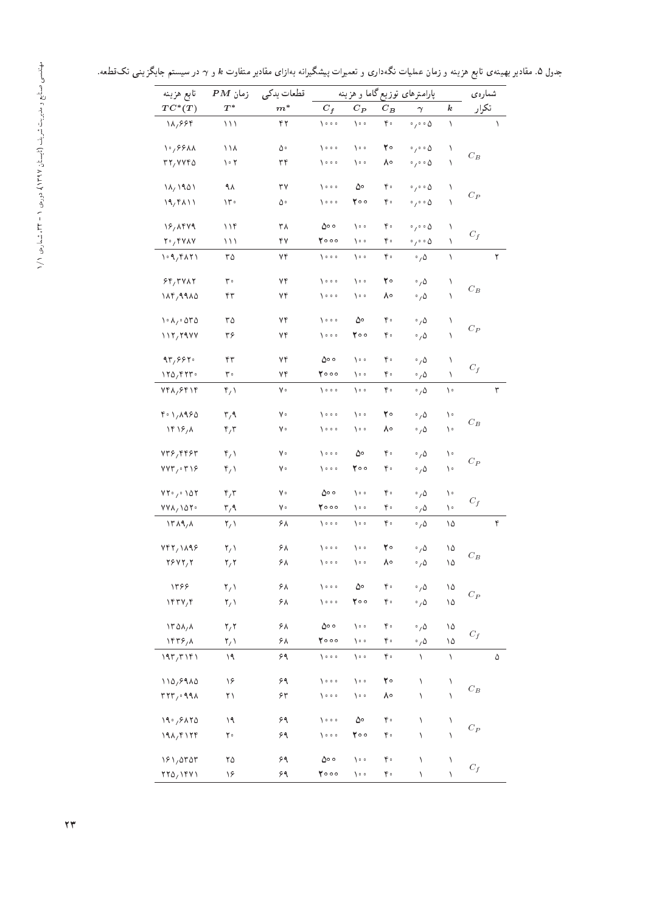جدول ۵. مقادیر بهینه‌ی تابع هزینه و زمان عملیات نگه‌داری و تعمیرات پیشگیرانه به‌ازای مقادیر متفاوت $k$ و $\gamma$ در سیستم جایگزینی تک‌قطعه.

| شماره‌ی تکرار | | پارامترهای توزیع گاما و هزینه $k$ | $\gamma$ | $C_B$ | $C_P$ | $C_f$ | قطعات یدکی $m^*$ | زمان $PM$ $T^*$ | تابع هزینه $TC^*(T)$ |
|---|---|---|---|---|---|---|---|---|---|
| ۱ | | ۱ | ۰٫۰۰۵ | ۴۰ | ۱۰۰ | ۱۰۰۰ | ۴۲ | ۱۱۱ | ۱۸٫۶۶۴ |
| | $C_B$ | ۱ | ۰٫۰۰۵ | ۲۰ | ۱۰۰ | ۱۰۰۰ | ۵۰ | ۱۱۸ | ۱۰٫۶۶۸۸ |
| | | ۱ | ۰٫۰۰۵ | ۸۰ | ۱۰۰ | ۱۰۰۰ | ۳۴ | ۱۰۲ | ۳۲٫۷۷۴۵ |
| | $C_P$ | ۱ | ۰٫۰۰۵ | ۴۰ | ۵۰ | ۱۰۰۰ | ۳۷ | ۹۸ | ۱۸٫۱۹۵۱ |
| | | ۱ | ۰٫۰۰۵ | ۴۰ | ۲۰۰ | ۱۰۰۰ | ۵۰ | ۱۳۰ | ۱۹٫۴۸۱۱ |
| | $C_f$ | ۱ | ۰٫۰۰۵ | ۴۰ | ۱۰۰ | ۵۰۰ | ۳۸ | ۱۱۴ | ۱۶٫۸۴۷۹ |
| | | ۱ | ۰٫۰۰۵ | ۴۰ | ۱۰۰ | ۲۰۰۰ | ۴۷ | ۱۱۱ | ۲۰٫۴۷۸۷ |
| ۲ | | ۱ | ۰٫۵ | ۴۰ | ۱۰۰ | ۱۰۰۰ | ۷۴ | ۳۵ | ۱۰۹٫۴۸۲۱ |
| | $C_B$ | ۱ | ۰٫۵ | ۲۰ | ۱۰۰ | ۱۰۰۰ | ۷۴ | ۳۰ | ۶۴٫۳۷۸۲ |
| | | ۱ | ۰٫۵ | ۸۰ | ۱۰۰ | ۱۰۰۰ | ۷۴ | ۴۳ | ۱۸۴٫۹۹۸۵ |
| | $C_P$ | ۱ | ۰٫۵ | ۴۰ | ۵۰ | ۱۰۰۰ | ۷۴ | ۳۵ | ۱۰۸٫۰۵۳۵ |
| | | ۱ | ۰٫۵ | ۴۰ | ۲۰۰ | ۱۰۰۰ | ۷۴ | ۳۶ | ۱۱۲٫۲۹۷۷ |
| | $C_f$ | ۱ | ۰٫۵ | ۴۰ | ۱۰۰ | ۵۰۰ | ۷۴ | ۴۳ | ۹۳٫۶۶۲۰ |
| | | ۱ | ۰٫۵ | ۴۰ | ۱۰۰ | ۲۰۰۰ | ۷۴ | ۳۰ | ۱۲۵٫۴۲۳۰ |
| ۳ | | ۱۰ | ۰٫۵ | ۴۰ | ۱۰۰ | ۱۰۰۰ | ۷۰ | ۴٫۱ | ۷۴۸٫۶۴۱۴ |
| | $C_B$ | ۱۰ | ۰٫۵ | ۲۰ | ۱۰۰ | ۱۰۰۰ | ۷۰ | ۳٫۹ | ۴۰۱٫۸۹۶۵ |
| | | ۱۰ | ۰٫۵ | ۸۰ | ۱۰۰ | ۱۰۰۰ | ۷۰ | ۴٫۳ | ۱۴۱۶٫۸ |
| | $C_P$ | ۱۰ | ۰٫۵ | ۴۰ | ۵۰ | ۱۰۰۰ | ۷۰ | ۴٫۱ | ۷۳۶٫۴۴۶۳ |
| | | ۱۰ | ۰٫۵ | ۴۰ | ۲۰۰ | ۱۰۰۰ | ۷۰ | ۴٫۱ | ۷۷۳٫۰۳۱۶ |
| | $C_f$ | ۱۰ | ۰٫۵ | ۴۰ | ۱۰۰ | ۵۰۰ | ۷۰ | ۴٫۳ | ۷۲۰٫۰۱۵۲ |
| | | ۱۰ | ۰٫۵ | ۴۰ | ۱۰۰ | ۲۰۰۰ | ۷۰ | ۳٫۹ | ۷۷۸٫۱۵۲۰ |
| ۴ | | ۱۵ | ۰٫۵ | ۴۰ | ۱۰۰ | ۱۰۰۰ | ۶۸ | ۲٫۱ | ۱۳۸۹٫۸ |
| | $C_B$ | ۱۵ | ۰٫۵ | ۲۰ | ۱۰۰ | ۱۰۰۰ | ۶۸ | ۲٫۱ | ۷۴۲٫۱۸۹۶ |
| | | ۱۵ | ۰٫۵ | ۸۰ | ۱۰۰ | ۱۰۰۰ | ۶۸ | ۲٫۲ | ۲۶۷۲٫۲ |
| | $C_P$ | ۱۵ | ۰٫۵ | ۴۰ | ۵۰ | ۱۰۰۰ | ۶۸ | ۲٫۱ | ۱۳۶۶ |
| | | ۱۵ | ۰٫۵ | ۴۰ | ۲۰۰ | ۱۰۰۰ | ۶۸ | ۲٫۱ | ۱۴۳۷٫۴ |
| | $C_f$ | ۱۵ | ۰٫۵ | ۴۰ | ۱۰۰ | ۵۰۰ | ۶۸ | ۲٫۲ | ۱۳۵۸٫۸ |
| | | ۱۵ | ۰٫۵ | ۴۰ | ۱۰۰ | ۲۰۰۰ | ۶۸ | ۲٫۱ | ۱۴۳۶٫۸ |
| ۵ | | ۱ | ۱ | ۴۰ | ۱۰۰ | ۱۰۰۰ | ۶۹ | ۱۹ | ۱۹۳٫۳۱۴۱ |
| | $C_B$ | ۱ | ۱ | ۲۰ | ۱۰۰ | ۱۰۰۰ | ۶۹ | ۱۶ | ۱۱۵٫۶۹۸۵ |
| | | ۱ | ۱ | ۸۰ | ۱۰۰ | ۱۰۰۰ | ۶۳ | ۲۱ | ۳۳۳٫۰۹۹۸ |
| | $C_P$ | ۱ | ۱ | ۴۰ | ۵۰ | ۱۰۰۰ | ۶۹ | ۱۹ | ۱۹۰٫۶۸۲۵ |
| | | ۱ | ۱ | ۴۰ | ۲۰۰ | ۱۰۰۰ | ۶۹ | ۲۰ | ۱۹۸٫۴۱۲۴ |
| | $C_f$ | ۱ | ۱ | ۴۰ | ۱۰۰ | ۵۰۰ | ۶۹ | ۲۵ | ۱۶۱٫۵۳۵۳ |
| | | ۱ | ۱ | ۴۰ | ۱۰۰ | ۲۰۰۰ | ۶۹ | ۱۶ | ۲۲۵٫۱۴۷۱ |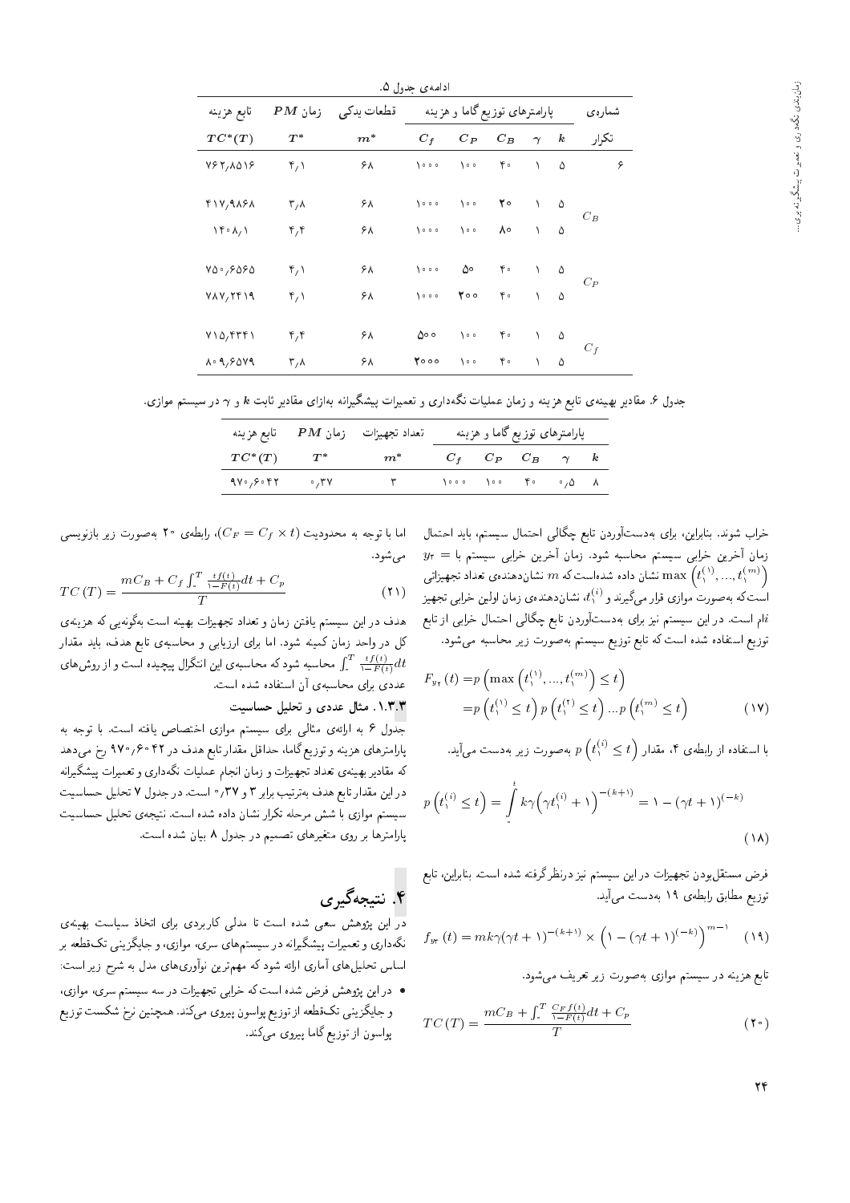ادامه‌ی جدول ۵.

| شماره‌ی تکرار | | پارامترهای توزیع گاما و هزینه | | | | | قطعات یدکی | زمان $PM$ | تابع هزینه |
|---|---|---|---|---|---|---|---|---|---|
| | | $k$ | $\gamma$ | $C_B$ | $C_P$ | $C_f$ | $m^*$ | $T^*$ | $TC^*(T)$ |
| ۶ | | ۵ | ۱ | ۴۰ | ۱۰۰ | ۱۰۰۰ | ۶۸ | ۴٫۱ | ۷۶۲٫۸۵۱۶ |
| | $C_B$ | ۵ | ۱ | ۲۰ | ۱۰۰ | ۱۰۰۰ | ۶۸ | ۳٫۸ | ۴۱۷٫۹۸۶۸ |
| | | ۵ | ۱ | ۸۰ | ۱۰۰ | ۱۰۰۰ | ۶۸ | ۴٫۴ | ۱۴۰۸٫۱ |
| | $C_P$ | ۵ | ۱ | ۴۰ | ۵۰ | ۱۰۰۰ | ۶۸ | ۴٫۱ | ۷۵۰٫۶۵۶۵ |
| | | ۵ | ۱ | ۴۰ | ۲۰۰ | ۱۰۰۰ | ۶۸ | ۴٫۱ | ۷۸۷٫۲۴۱۹ |
| | $C_f$ | ۵ | ۱ | ۴۰ | ۱۰۰ | ۵۰۰ | ۶۸ | ۴٫۴ | ۷۱۵٫۴۳۴۱ |
| | | ۵ | ۱ | ۴۰ | ۱۰۰ | ۲۰۰۰ | ۶۸ | ۳٫۸ | ۸۰۹٫۶۵۷۹ |

جدول ۶. مقادیر بهینه‌ی تابع هزینه و زمان عملیات نگه‌داری و تعمیرات پیشگیرانه به‌ازای مقادیر ثابت $k$ و $\gamma$ در سیستم موازی.

| پارامترهای توزیع گاما و هزینه | | | | | تعداد تجهیزات | زمان $PM$ | تابع هزینه |
|---|---|---|---|---|---|---|---|
| $k$ | $\gamma$ | $C_B$ | $C_P$ | $C_f$ | $m^*$ | $T^*$ | $TC^*(T)$ |
| ۸ | ۰٫۵ | ۴۰ | ۱۰۰ | ۱۰۰۰ | ۳ | ۰٫۳۷ | ۹۷۰٫۶۰۴۲ |

خراب شوند. بنابراین، برای به‌دست‌آوردن تابع چگالی احتمال سیستم، باید احتمال زمان آخرین خرابی سیستم محاسبه شود. زمان آخرین خرابی سیستم با $y_3 = \max\left(t_1^{(1)}, ..., t_1^{(m)}\right)$ نشان داده شده‌است که $m$ نشان‌دهنده‌ی تعداد تجهیزاتی است که به‌صورت موازی قرار می‌گیرند و $t_1^{(i)}$، نشان‌دهنده‌ی زمان اولین خرابی تجهیز $i$اُم است. در این سیستم نیز برای به‌دست‌آوردن تابع چگالی احتمال خرابی از تابع توزیع استفاده شده است که تابع توزیع سیستم به‌صورت زیر محاسبه می‌شود.

$$F_{y_3}(t) = p\left(\max\left(t_1^{(1)}, ..., t_1^{(m)}\right) \le t\right) = p\left(t_1^{(1)} \le t\right) p\left(t_1^{(2)} \le t\right) ... p\left(t_1^{(m)} \le t\right) \quad (17)$$

با استفاده از رابطه‌ی ۴، مقدار $p\left(t_1^{(i)} \le t\right)$ به‌صورت زیر به‌دست می‌آید.

$$p\left(t_1^{(i)} \le t\right) = \int_0^t k\gamma\left(\gamma t_1^{(i)} + 1\right)^{-(k+1)} = 1 - (\gamma t + 1)^{(-k)} \quad (18)$$

فرض مستقل‌بودن تجهیزات در این سیستم نیز درنظر گرفته شده است. بنابراین، تابع توزیع مطابق رابطه‌ی ۱۹ به‌دست می‌آید.

$$f_{y_3}(t) = mk\gamma(\gamma t + 1)^{-(k+1)} \times \left(1 - (\gamma t + 1)^{(-k)}\right)^{m-1} \quad (19)$$

تابع هزینه در سیستم موازی به‌صورت زیر تعریف می‌شود.

$$TC(T) = \frac{mC_B + \int_0^T \frac{C_F f(t)}{1-F(t)} dt + C_p}{T} \quad (20)$$

اما با توجه به محدودیت $(C_F = C_f \times t)$، رابطه‌ی ۲۰ به‌صورت زیر بازنویسی می‌شود.

$$TC(T) = \frac{mC_B + C_f \int_0^T \frac{tf(t)}{1-F(t)} dt + C_p}{T} \quad (21)$$

هدف در این سیستم نیز یافتن زمان و تعداد تجهیزات بهینه است به‌گونه‌یی که هزینه‌ی کل در واحد زمان کمینه شود. اما برای ارزیابی و محاسبه‌ی تابع هدف، باید مقدار $\int_0^T \frac{tf(t)}{1-F(t)} dt$ محاسبه شود که محاسبه‌ی این انتگرال پیچیده است و از روش‌های عددی برای محاسبه‌ی آن استفاده شده است.

### ۱.۳.۳. مثال عددی و تحلیل حساسیت

جدول ۶ به ارائه‌ی مثالی برای سیستم موازی اختصاص یافته است. با توجه به پارامترهای هزینه و توزیع گاما، حداقل مقدار تابع هدف در ۹۷۰٫۶۰۴۲ رخ می‌دهد که مقادیر بهینه‌ی تعداد تجهیزات و زمان انجام عملیات نگه‌داری و تعمیرات پیشگیرانه در این مقدار تابع هدف به‌ترتیب برابر ۳ و ۰٫۳۷ است. در جدول ۷ تحلیل حساسیت سیستم موازی با شش مرحله تکرار نشان داده شده است. نتیجه‌ی تحلیل حساسیت پارامترها بر روی متغیرهای تصمیم در جدول ۸ بیان شده است.

## ۴. نتیجه‌گیری

در این پژوهش سعی شده است تا مدلی کاربردی برای اتخاذ سیاست بهینه‌ی نگه‌داری و تعمیرات پیشگیرانه در سیستم‌های سری، موازی، و جایگزینی تک‌قطعه بر اساس تحلیل‌های آماری ارائه شود که مهم‌ترین نوآوری‌های مدل به شرح زیر است:

- در این پژوهش فرض شده است که خرابی تجهیزات در سه سیستم سری، موازی، و جایگزینی تک‌قطعه از توزیع پواسون پیروی می‌کند. همچنین نرخ شکست توزیع پواسون از توزیع گاما پیروی می‌کند.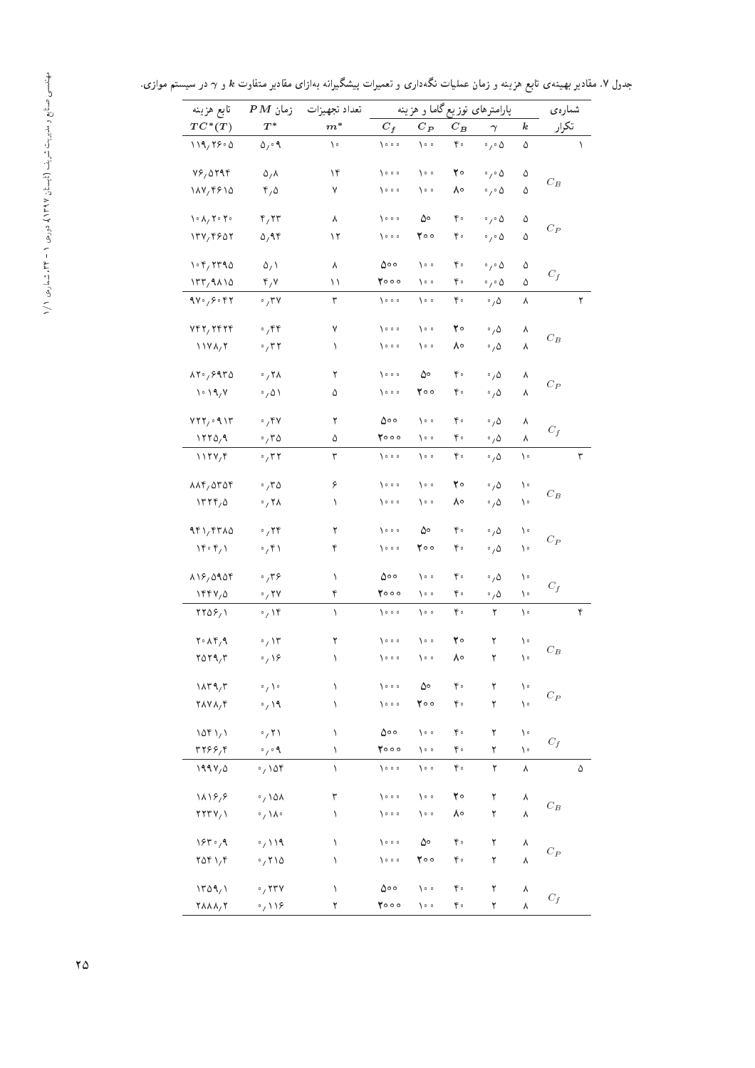جدول ۷. مقادیر بهینه‌ی تابع هزینه و زمان عملیات نگه‌داری و تعمیرات پیشگیرانه به‌ازای مقادیر متفاوت $k$ و $\gamma$ در سیستم موازی.

| شماره‌ی تکرار | | پارامترهای توزیع گاما و هزینه | | | | | تعداد تجهیزات | زمان $PM$ | تابع هزینه |
|---|---|---|---|---|---|---|---|---|---|
| | | $k$ | $\gamma$ | $C_B$ | $C_P$ | $C_f$ | $m^*$ | $T^*$ | $TC^*(T)$ |
| ۱ | | ۵ | ۰٫۰۵ | ۴۰ | ۱۰۰ | ۱۰۰۰ | ۱۰ | ۵٫۰۹ | ۱۱۹٫۲۶۰۵ |
| | $C_B$ | ۵ | ۰٫۰۵ | ۲۰ | ۱۰۰ | ۱۰۰۰ | ۱۴ | ۵٫۸ | ۷۶٫۵۲۹۴ |
| | | ۵ | ۰٫۰۵ | ۸۰ | ۱۰۰ | ۱۰۰۰ | ۷ | ۴٫۵ | ۱۸۷٫۴۶۱۵ |
| | $C_P$ | ۵ | ۰٫۰۵ | ۴۰ | ۵۰ | ۱۰۰۰ | ۸ | ۴٫۲۳ | ۱۰۸٫۲۰۲۰ |
| | | ۵ | ۰٫۰۵ | ۴۰ | ۲۰۰ | ۱۰۰۰ | ۱۲ | ۵٫۹۴ | ۱۳۷٫۴۶۵۲ |
| | $C_f$ | ۵ | ۰٫۰۵ | ۴۰ | ۱۰۰ | ۵۰۰ | ۸ | ۵٫۱ | ۱۰۴٫۲۳۹۵ |
| | | ۵ | ۰٫۰۵ | ۴۰ | ۱۰۰ | ۲۰۰۰ | ۱۱ | ۴٫۷ | ۱۳۳٫۹۸۱۵ |
| ۲ | | ۸ | ۰٫۵ | ۴۰ | ۱۰۰ | ۱۰۰۰ | ۳ | ۰٫۳۷ | ۹۷۰٫۶۰۴۲ |
| | $C_B$ | ۸ | ۰٫۵ | ۲۰ | ۱۰۰ | ۱۰۰۰ | ۷ | ۰٫۴۴ | ۷۴۲٫۲۴۲۴ |
| | | ۸ | ۰٫۵ | ۸۰ | ۱۰۰ | ۱۰۰۰ | ۱ | ۰٫۳۲ | ۱۱۷۸٫۲ |
| | $C_P$ | ۸ | ۰٫۵ | ۴۰ | ۵۰ | ۱۰۰۰ | ۲ | ۰٫۲۸ | ۸۲۰٫۶۹۳۵ |
| | | ۸ | ۰٫۵ | ۴۰ | ۲۰۰ | ۱۰۰۰ | ۵ | ۰٫۵۱ | ۱۰۱۹٫۷ |
| | $C_f$ | ۸ | ۰٫۵ | ۴۰ | ۱۰۰ | ۵۰۰ | ۲ | ۰٫۴۷ | ۷۲۲٫۰۹۱۳ |
| | | ۸ | ۰٫۵ | ۴۰ | ۱۰۰ | ۲۰۰۰ | ۵ | ۰٫۳۵ | ۱۲۲۵٫۹ |
| ۳ | | ۱۰ | ۰٫۵ | ۴۰ | ۱۰۰ | ۱۰۰۰ | ۳ | ۰٫۳۲ | ۱۱۲۷٫۴ |
| | $C_B$ | ۱۰ | ۰٫۵ | ۲۰ | ۱۰۰ | ۱۰۰۰ | ۶ | ۰٫۳۵ | ۸۸۴٫۵۳۵۴ |
| | | ۱۰ | ۰٫۵ | ۸۰ | ۱۰۰ | ۱۰۰۰ | ۱ | ۰٫۲۸ | ۱۳۲۴٫۵ |
| | $C_P$ | ۱۰ | ۰٫۵ | ۴۰ | ۵۰ | ۱۰۰۰ | ۲ | ۰٫۲۴ | ۹۴۱٫۴۳۸۵ |
| | | ۱۰ | ۰٫۵ | ۴۰ | ۲۰۰ | ۱۰۰۰ | ۴ | ۰٫۴۱ | ۱۴۰۴٫۱ |
| | $C_f$ | ۱۰ | ۰٫۵ | ۴۰ | ۱۰۰ | ۵۰۰ | ۱ | ۰٫۳۶ | ۸۱۶٫۵۹۵۴ |
| | | ۱۰ | ۰٫۵ | ۴۰ | ۱۰۰ | ۲۰۰۰ | ۴ | ۰٫۲۷ | ۱۴۴۷٫۵ |
| ۴ | | ۱۰ | ۲ | ۴۰ | ۱۰۰ | ۱۰۰۰ | ۱ | ۰٫۱۴ | ۲۲۵۶٫۱ |
| | $C_B$ | ۱۰ | ۲ | ۲۰ | ۱۰۰ | ۱۰۰۰ | ۲ | ۰٫۱۳ | ۲۰۸۴٫۹ |
| | | ۱۰ | ۲ | ۸۰ | ۱۰۰ | ۱۰۰۰ | ۱ | ۰٫۱۶ | ۲۵۲۹٫۳ |
| | $C_P$ | ۱۰ | ۲ | ۴۰ | ۵۰ | ۱۰۰۰ | ۱ | ۰٫۱۰ | ۱۸۳۹٫۳ |
| | | ۱۰ | ۲ | ۴۰ | ۲۰۰ | ۱۰۰۰ | ۱ | ۰٫۱۹ | ۲۸۷۸٫۴ |
| | $C_f$ | ۱۰ | ۲ | ۴۰ | ۱۰۰ | ۵۰۰ | ۱ | ۰٫۲۱ | ۱۵۴۱٫۱ |
| | | ۱۰ | ۲ | ۴۰ | ۱۰۰ | ۲۰۰۰ | ۱ | ۰٫۰۹ | ۳۲۶۶٫۴ |
| ۵ | | ۸ | ۲ | ۴۰ | ۱۰۰ | ۱۰۰۰ | ۱ | ۰٫۱۵۴ | ۱۹۹۷٫۵ |
| | $C_B$ | ۸ | ۲ | ۲۰ | ۱۰۰ | ۱۰۰۰ | ۳ | ۰٫۱۵۸ | ۱۸۱۶٫۶ |
| | | ۸ | ۲ | ۸۰ | ۱۰۰ | ۱۰۰۰ | ۱ | ۰٫۱۸۰ | ۲۲۳۷٫۱ |
| | $C_P$ | ۸ | ۲ | ۴۰ | ۵۰ | ۱۰۰۰ | ۱ | ۰٫۱۱۹ | ۱۶۳۰٫۹ |
| | | ۸ | ۲ | ۴۰ | ۲۰۰ | ۱۰۰۰ | ۱ | ۰٫۲۱۵ | ۲۵۴۱٫۴ |
| | $C_f$ | ۸ | ۲ | ۴۰ | ۱۰۰ | ۵۰۰ | ۱ | ۰٫۲۳۷ | ۱۳۵۹٫۱ |
| | | ۸ | ۲ | ۴۰ | ۱۰۰ | ۲۰۰۰ | ۲ | ۰٫۱۱۶ | ۲۸۸۸٫۲ |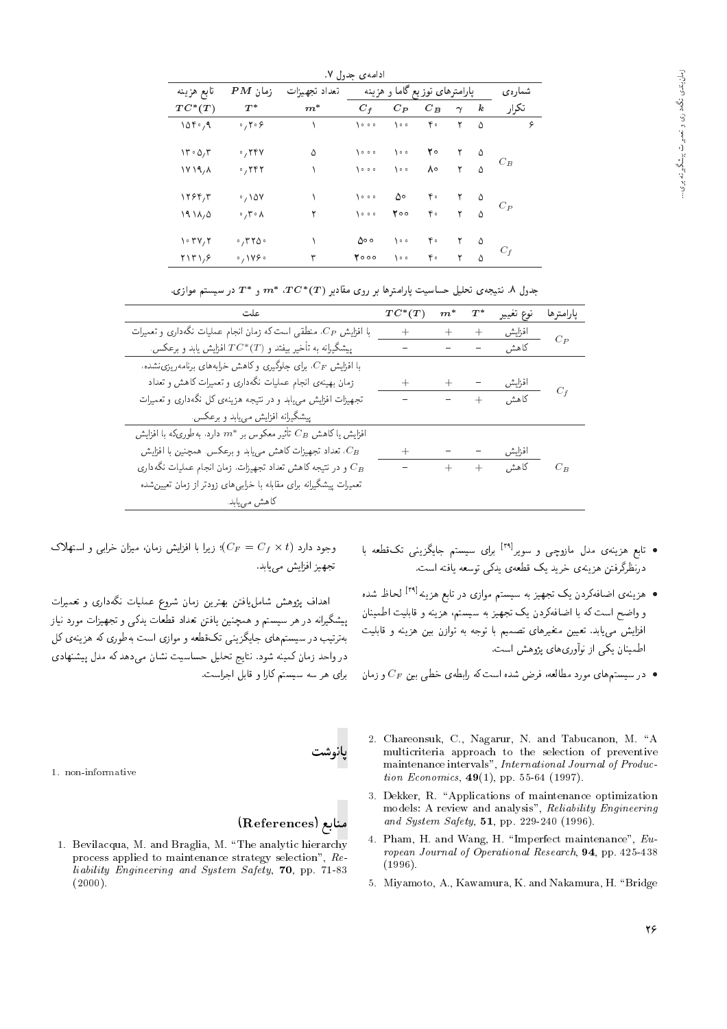ادامه‌ی جدول ۷.

| شماره‌ی تکرار | پارامترهای توزیع گاما و هزینه $k$ | $\gamma$ | $C_B$ | $C_P$ | $C_f$ | تعداد تجهیزات $m^*$ | زمان $PM$ $T^*$ | تابع هزینه $TC^*(T)$ |
|---|---|---|---|---|---|---|---|---|
| ۶ | ۵ | ۲ | ۴۰ | ۱۰۰ | ۱۰۰۰ | ۱ | ۰٫۲۰۶ | ۱۵۴۰٫۹ |
| $C_B$ | ۵ | ۲ | ۲۰ | ۱۰۰ | ۱۰۰۰ | ۵ | ۰٫۲۴۷ | ۱۳۰۵٫۳ |
| | ۵ | ۲ | ۸۰ | ۱۰۰ | ۱۰۰۰ | ۱ | ۰٫۲۴۲ | ۱۷۱۹٫۸ |
| $C_P$ | ۵ | ۲ | ۴۰ | ۵۰ | ۱۰۰۰ | ۱ | ۰٫۱۵۷ | ۱۲۶۴٫۳ |
| | ۵ | ۲ | ۴۰ | ۲۰۰ | ۱۰۰۰ | ۲ | ۰٫۳۰۸ | ۱۹۱۸٫۵ |
| $C_f$ | ۵ | ۲ | ۴۰ | ۱۰۰ | ۵۰۰ | ۱ | ۰٫۳۲۵۰ | ۱۰۳۷٫۲ |
| | ۵ | ۲ | ۴۰ | ۱۰۰ | ۲۰۰۰ | ۳ | ۰٫۱۷۶۰ | ۲۱۳۱٫۶ |

جدول ۸. نتیجه‌ی تحلیل حساسیت پارامترها بر روی مقادیر $TC^*(T)$، $m^*$ و $T^*$ در سیستم موازی.

| پارامترها | نوع تغییر | $T^*$ | $m^*$ | $TC^*(T)$ | علت |
|---|---|---|---|---|---|
| $C_P$ | افزایش | + | + | + | با افزایش $C_P$، منطقی است که زمان انجام عملیات نگه‌داری و تعمیرات پیشگیرانه به تأخیر بیفتد و $TC^*(T)$ افزایش یابد و برعکس. |
| | کاهش | − | − | − | |
| $C_f$ | افزایش | − | + | + | با افزایش $C_F$، برای جلوگیری و کاهش خرابی‌های برنامه‌ریزی‌نشده، زمان بهینه‌ی انجام عملیات نگه‌داری و تعمیرات کاهش و تعداد تجهیزات افزایش می‌یابد و در نتیجه هزینه‌ی کل نگه‌داری و تعمیرات پیشگیرانه افزایش می‌یابد و برعکس. |
| | کاهش | + | − | − | |
| $C_B$ | افزایش | − | − | + | افزایش یا کاهش $C_B$ تأثیر معکوس بر $m^*$ دارد، به‌طوری‌که با افزایش $C_B$، تعداد تجهیزات کاهش می‌یابد و برعکس. همچنین با افزایش $C_B$ و در نتیجه کاهش تعداد تجهیزات، زمان انجام عملیات نگه‌داری تعمیرات پیشگیرانه برای مقابله با خرابی‌های زودتر از زمان تعیین‌شده کاهش می‌یابد. |
| | کاهش | + | + | − | |

- تابع هزینه‌ی مدل مازوچی و سویر[۲۹] برای سیستم جایگزینی تک‌قطعه با درنظرگرفتن هزینه‌ی خرید یک قطعه‌ی یدکی توسعه یافته است.
- هزینه‌ی اضافه‌کردن یک تجهیز به سیستم موازی در تابع هزینه[۲۹] لحاظ شده و واضح است که با اضافه‌کردن یک تجهیز به سیستم، هزینه و قابلیت اطمینان افزایش می‌یابد. تعیین متغیرهای تصمیم با توجه به توازن بین هزینه و قابلیت اطمینان یکی از نوآوری‌های پژوهش است.
- در سیستم‌های مورد مطالعه، فرض شده است که رابطه‌ی خطی بین $C_F$ و زمان وجود دارد ($C_F = C_f \times t$)؛ زیرا با افزایش زمان، میزان خرابی و استهلاک تجهیز افزایش می‌یابد.

اهداف پژوهش شامل‌یافتن بهترین زمان شروع عملیات نگه‌داری و تعمیرات پیشگیرانه در هر سیستم و همچنین یافتن تعداد قطعات یدکی و تجهیزات مورد نیاز به‌ترتیب در سیستم‌های جایگزینی تک‌قطعه و موازی است به‌طوری که هزینه‌ی کل در واحد زمان کمینه شود. نتایج تحلیل حساسیت نشان می‌دهد که مدل پیشنهادی برای هر سه سیستم کارا و قابل اجراست.

## پانوشت

1. non-informative

## منابع (References)

1. Bevilacqua, M. and Braglia, M. "The analytic hierarchy process applied to maintenance strategy selection", *Reliability Engineering and System Safety*, **70**, pp. 71-83 (2000).
2. Chareonsuk, C., Nagarur, N. and Tabucanon, M. "A multicriteria approach to the selection of preventive maintenance intervals", *International Journal of Production Economics*, **49**(1), pp. 55-64 (1997).
3. Dekker, R. "Applications of maintenance optimization models: A review and analysis", *Reliability Engineering and System Safety*, **51**, pp. 229-240 (1996).
4. Pham, H. and Wang, H. "Imperfect maintenance", *European Journal of Operational Research*, **94**, pp. 425-438 (1996).
5. Miyamoto, A., Kawamura, K. and Nakamura, H. "Bridge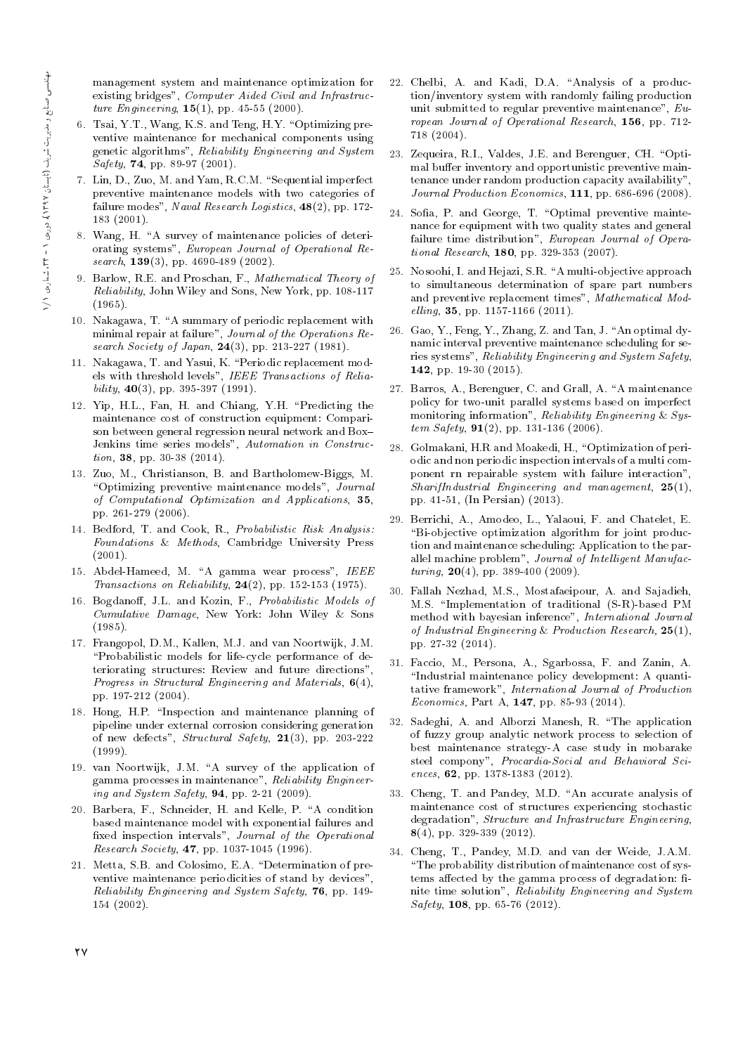management system and maintenance optimization for existing bridges", *Computer Aided Civil and Infrastructure Engineering*, **15**(1), pp. 45-55 (2000).

6. Tsai, Y.T., Wang, K.S. and Teng, H.Y. "Optimizing preventive maintenance for mechanical components using genetic algorithms", *Reliability Engineering and System Safety*, **74**, pp. 89-97 (2001).

7. Lin, D., Zuo, M. and Yam, R.C.M. "Sequential imperfect preventive maintenance models with two categories of failure modes", *Naval Research Logistics*, **48**(2), pp. 172-183 (2001).

8. Wang, H. "A survey of maintenance policies of deteriorating systems", *European Journal of Operational Research*, **139**(3), pp. 4690-489 (2002).

9. Barlow, R.E. and Proschan, F., *Mathematical Theory of Reliability*, John Wiley and Sons, New York, pp. 108-117 (1965).

10. Nakagawa, T. "A summary of periodic replacement with minimal repair at failure", *Journal of the Operations Research Society of Japan*, **24**(3), pp. 213-227 (1981).

11. Nakagawa, T. and Yasui, K. "Periodic replacement models with threshold levels", *IEEE Transactions of Reliability*, **40**(3), pp. 395-397 (1991).

12. Yip, H.L., Fan, H. and Chiang, Y.H. "Predicting the maintenance cost of construction equipment: Comparison between general regression neural network and Box–Jenkins time series models", *Automation in Construction*, **38**, pp. 30-38 (2014).

13. Zuo, M., Christianson, B. and Bartholomew-Biggs, M. "Optimizing preventive maintenance models", *Journal of Computational Optimization and Applications*, **35**, pp. 261-279 (2006).

14. Bedford, T. and Cook, R., *Probabilistic Risk Analysis: Foundations & Methods*, Cambridge University Press (2001).

15. Abdel-Hameed, M. "A gamma wear process", *IEEE Transactions on Reliability*, **24**(2), pp. 152-153 (1975).

16. Bogdanoff, J.L. and Kozin, F., *Probabilistic Models of Cumulative Damage*, New York: John Wiley & Sons (1985).

17. Frangopol, D.M., Kallen, M.J. and van Noortwijk, J.M. "Probabilistic models for life-cycle performance of deteriorating structures: Review and future directions", *Progress in Structural Engineering and Materials*, **6**(4), pp. 197-212 (2004).

18. Hong, H.P. "Inspection and maintenance planning of pipeline under external corrosion considering generation of new defects", *Structural Safety*, **21**(3), pp. 203-222 (1999).

19. van Noortwijk, J.M. "A survey of the application of gamma processes in maintenance", *Reliability Engineering and System Safety*, **94**, pp. 2-21 (2009).

20. Barbera, F., Schneider, H. and Kelle, P. "A condition based maintenance model with exponential failures and fixed inspection intervals", *Journal of the Operational Research Society*, **47**, pp. 1037-1045 (1996).

21. Metta, S.B. and Colosimo, E.A. "Determination of preventive maintenance periodicities of stand by devices", *Reliability Engineering and System Safety*, **76**, pp. 149-154 (2002).

22. Chelbi, A. and Kadi, D.A. "Analysis of a production/inventory system with randomly failing production unit submitted to regular preventive maintenance", *European Journal of Operational Research*, **156**, pp. 712-718 (2004).

23. Zequeira, R.I., Valdes, J.E. and Berenguer, CH. "Optimal buffer inventory and opportunistic preventive maintenance under random production capacity availability", *Journal Production Economics*, **111**, pp. 686-696 (2008).

24. Sofia, P. and George, T. "Optimal preventive maintenance for equipment with two quality states and general failure time distribution", *European Journal of Operational Research*, **180**, pp. 329-353 (2007).

25. Nosoohi, I. and Hejazi, S.R. "A multi-objective approach to simultaneous determination of spare part numbers and preventive replacement times", *Mathematical Modelling*, **35**, pp. 1157-1166 (2011).

26. Gao, Y., Feng, Y., Zhang, Z. and Tan, J. "An optimal dynamic interval preventive maintenance scheduling for series systems", *Reliability Engineering and System Safety*, **142**, pp. 19-30 (2015).

27. Barros, A., Berenguer, C. and Grall, A. "A maintenance policy for two-unit parallel systems based on imperfect monitoring information", *Reliability Engineering & System Safety*, **91**(2), pp. 131-136 (2006).

28. Golmakani, H.R and Moakedi, H., "Optimization of periodic and non periodic inspection intervals of a multi component rn repairable system with failure interaction", *SharifIndustrial Engineering and management*, **25**(1), pp. 41-51, (In Persian) (2013).

29. Berrichi, A., Amodeo, L., Yalaoui, F. and Chatelet, E. "Bi-objective optimization algorithm for joint production and maintenance scheduling: Application to the parallel machine problem", *Journal of Intelligent Manufacturing*, **20**(4), pp. 389-400 (2009).

30. Fallah Nezhad, M.S., Mostafaeipour, A. and Sajadieh, M.S. "Implementation of traditional (S-R)-based PM method with bayesian inference", *International Journal of Industrial Engineering & Production Research*, **25**(1), pp. 27-32 (2014).

31. Faccio, M., Persona, A., Sgarbossa, F. and Zanin, A. "Industrial maintenance policy development: A quantitative framework", *International Journal of Production Economics*, Part A, **147**, pp. 85-93 (2014).

32. Sadeghi, A. and Alborzi Manesh, R. "The application of fuzzy group analytic network process to selection of best maintenance strategy-A case study in mobarake steel compony", *Procardia-Social and Behavioral Sciences*, **62**, pp. 1378-1383 (2012).

33. Cheng, T. and Pandey, M.D. "An accurate analysis of maintenance cost of structures experiencing stochastic degradation", *Structure and Infrastructure Engineering*, **8**(4), pp. 329-339 (2012).

34. Cheng, T., Pandey, M.D. and van der Weide, J.A.M. "The probability distribution of maintenance cost of systems affected by the gamma process of degradation: finite time solution", *Reliability Engineering and System Safety*, **108**, pp. 65-76 (2012).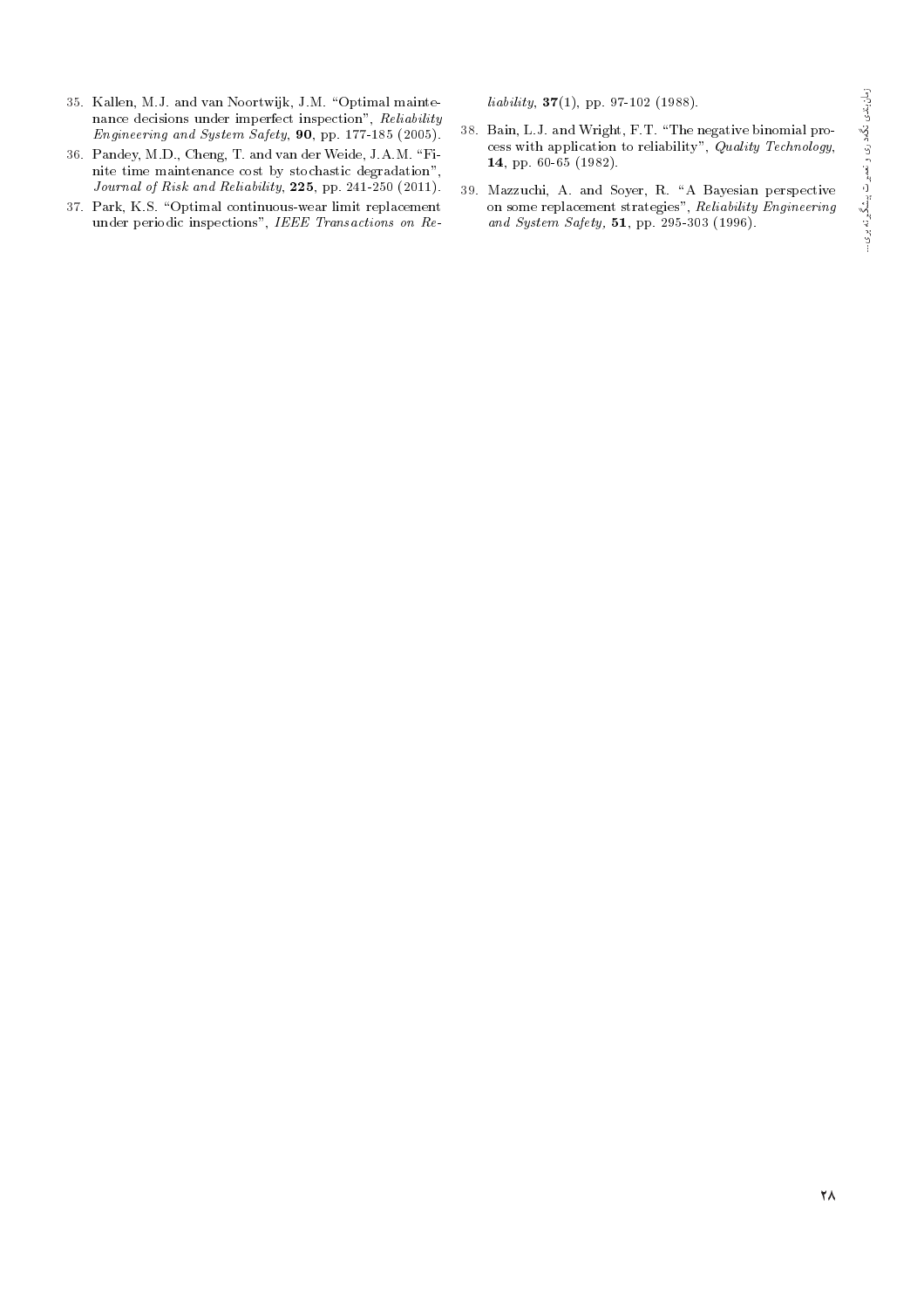35. Kallen, M.J. and van Noortwijk, J.M. "Optimal maintenance decisions under imperfect inspection", *Reliability Engineering and System Safety*, **90**, pp. 177-185 (2005).
36. Pandey, M.D., Cheng, T. and van der Weide, J.A.M. "Finite time maintenance cost by stochastic degradation", *Journal of Risk and Reliability*, **225**, pp. 241-250 (2011).
37. Park, K.S. "Optimal continuous-wear limit replacement under periodic inspections", *IEEE Transactions on Reliability*, **37**(1), pp. 97-102 (1988).
38. Bain, L.J. and Wright, F.T. "The negative binomial process with application to reliability", *Quality Technology*, **14**, pp. 60-65 (1982).
39. Mazzuchi, A. and Soyer, R. "A Bayesian perspective on some replacement strategies", *Reliability Engineering and System Safety*, **51**, pp. 295-303 (1996).